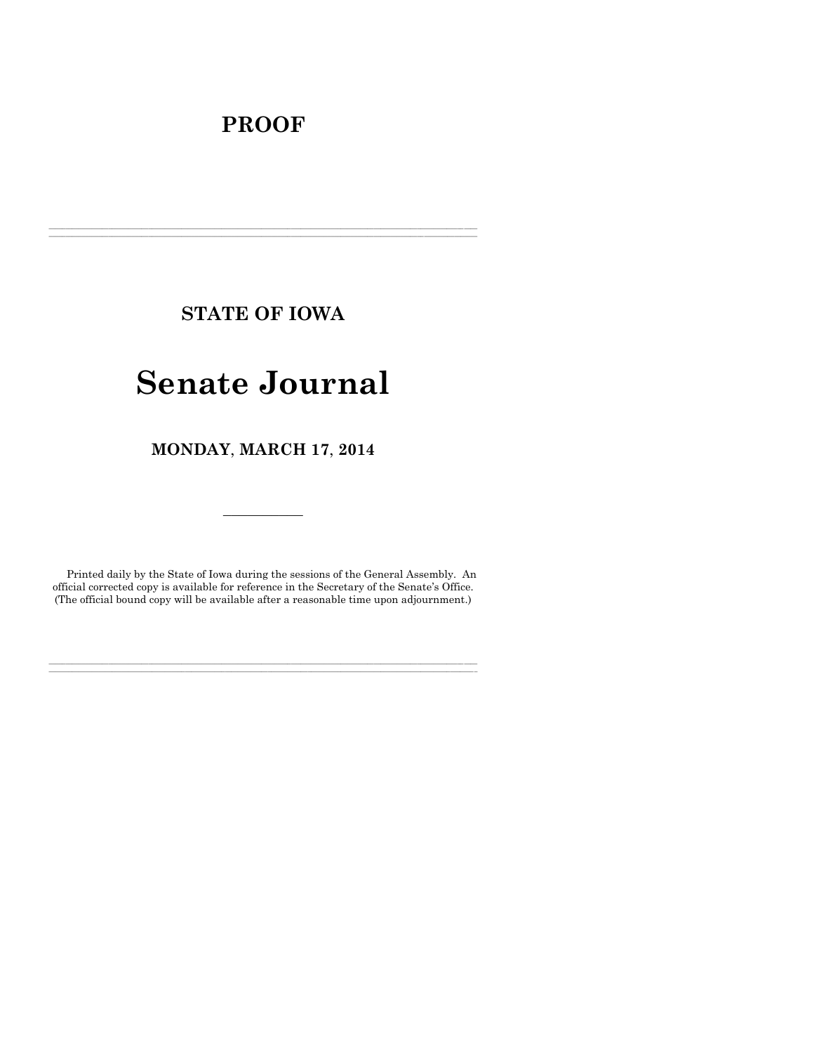# PROOF

---

## STATE OF IOWA

# Senate Journal

## MONDAY, MARCH 17, 2014

---

Printed daily by the State of Iowa during the sessions of the General Assembly. An official corrected copy is available for reference in the Secretary of the Senate's Office. (The official bound copy will be available after a reasonable time upon adjournment.)

---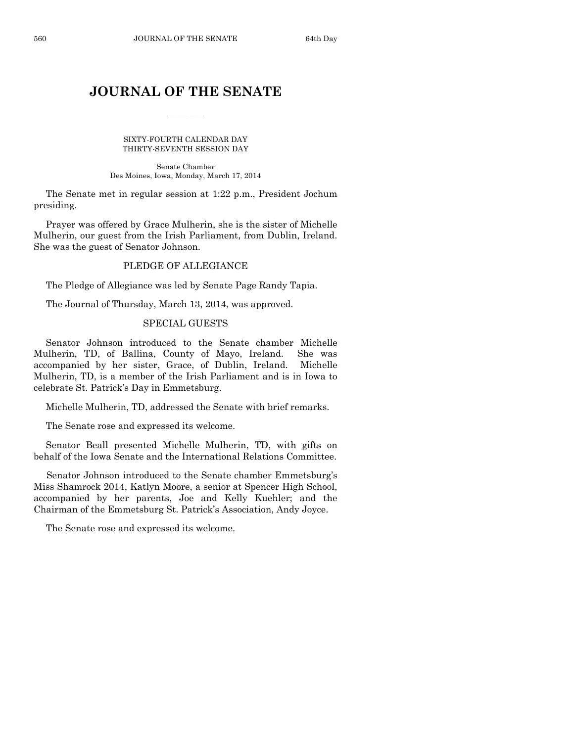# JOURNAL OF THE SENATE

SIXTY-FOURTH CALENDAR DAY
THIRTY-SEVENTH SESSION DAY

Senate Chamber
Des Moines, Iowa, Monday, March 17, 2014

The Senate met in regular session at 1:22 p.m., President Jochum presiding.

Prayer was offered by Grace Mulherin, she is the sister of Michelle Mulherin, our guest from the Irish Parliament, from Dublin, Ireland. She was the guest of Senator Johnson.

## PLEDGE OF ALLEGIANCE

The Pledge of Allegiance was led by Senate Page Randy Tapia.

The Journal of Thursday, March 13, 2014, was approved.

## SPECIAL GUESTS

Senator Johnson introduced to the Senate chamber Michelle Mulherin, TD, of Ballina, County of Mayo, Ireland. She was accompanied by her sister, Grace, of Dublin, Ireland. Michelle Mulherin, TD, is a member of the Irish Parliament and is in Iowa to celebrate St. Patrick's Day in Emmetsburg.

Michelle Mulherin, TD, addressed the Senate with brief remarks.

The Senate rose and expressed its welcome.

Senator Beall presented Michelle Mulherin, TD, with gifts on behalf of the Iowa Senate and the International Relations Committee.

Senator Johnson introduced to the Senate chamber Emmetsburg's Miss Shamrock 2014, Katlyn Moore, a senior at Spencer High School, accompanied by her parents, Joe and Kelly Kuehler; and the Chairman of the Emmetsburg St. Patrick's Association, Andy Joyce.

The Senate rose and expressed its welcome.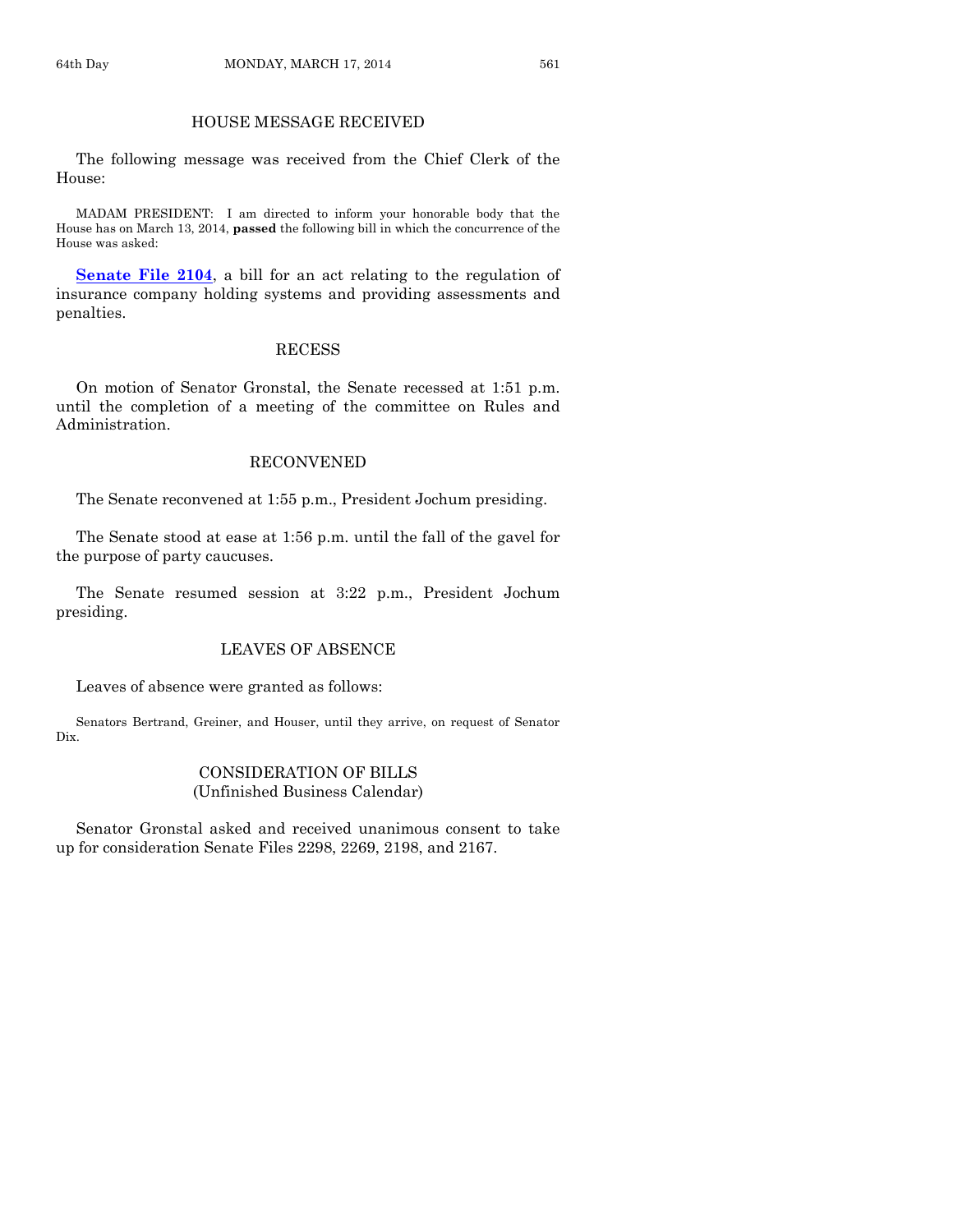## HOUSE MESSAGE RECEIVED

The following message was received from the Chief Clerk of the House:

MADAM PRESIDENT: I am directed to inform your honorable body that the House has on March 13, 2014, **passed** the following bill in which the concurrence of the House was asked:

**Senate File 2104**, a bill for an act relating to the regulation of insurance company holding systems and providing assessments and penalties.

## RECESS

On motion of Senator Gronstal, the Senate recessed at 1:51 p.m. until the completion of a meeting of the committee on Rules and Administration.

## RECONVENED

The Senate reconvened at 1:55 p.m., President Jochum presiding.

The Senate stood at ease at 1:56 p.m. until the fall of the gavel for the purpose of party caucuses.

The Senate resumed session at 3:22 p.m., President Jochum presiding.

## LEAVES OF ABSENCE

Leaves of absence were granted as follows:

Senators Bertrand, Greiner, and Houser, until they arrive, on request of Senator Dix.

## CONSIDERATION OF BILLS
(Unfinished Business Calendar)

Senator Gronstal asked and received unanimous consent to take up for consideration Senate Files 2298, 2269, 2198, and 2167.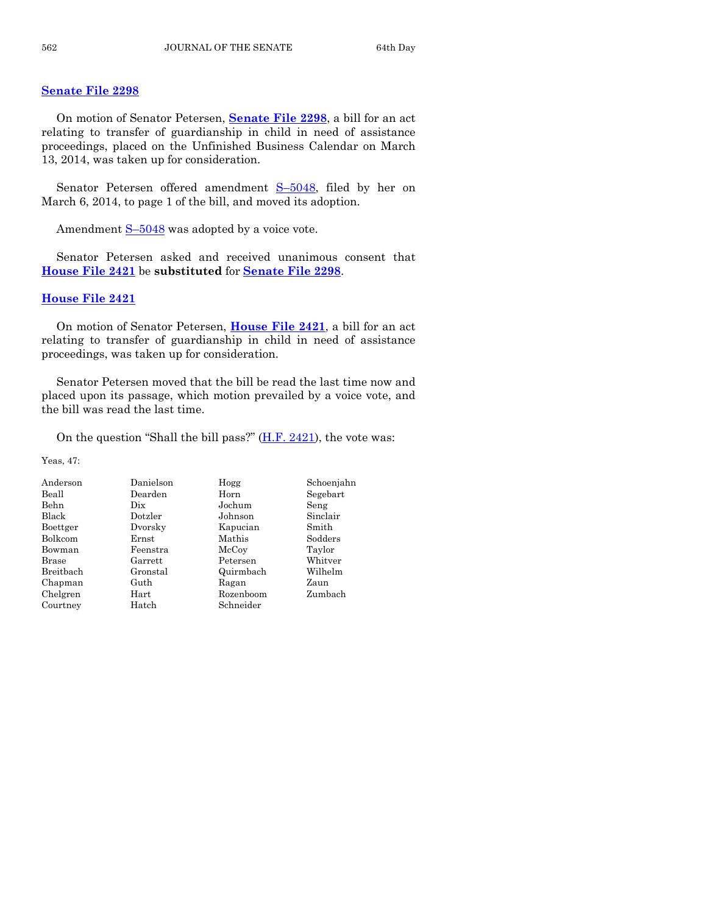### Senate File 2298

On motion of Senator Petersen, **Senate File 2298**, a bill for an act relating to transfer of guardianship in child in need of assistance proceedings, placed on the Unfinished Business Calendar on March 13, 2014, was taken up for consideration.

Senator Petersen offered amendment S–5048, filed by her on March 6, 2014, to page 1 of the bill, and moved its adoption.

Amendment S–5048 was adopted by a voice vote.

Senator Petersen asked and received unanimous consent that **House File 2421** be **substituted** for **Senate File 2298**.

### House File 2421

On motion of Senator Petersen, **House File 2421**, a bill for an act relating to transfer of guardianship in child in need of assistance proceedings, was taken up for consideration.

Senator Petersen moved that the bill be read the last time now and placed upon its passage, which motion prevailed by a voice vote, and the bill was read the last time.

On the question "Shall the bill pass?" (H.F. 2421), the vote was:

Yeas, 47:

| | | | |
|---|---|---|---|
| Anderson | Danielson | Hogg | Schoenjahn |
| Beall | Dearden | Horn | Segebart |
| Behn | Dix | Jochum | Seng |
| Black | Dotzler | Johnson | Sinclair |
| Boettger | Dvorsky | Kapucian | Smith |
| Bolkcom | Ernst | Mathis | Sodders |
| Bowman | Feenstra | McCoy | Taylor |
| Brase | Garrett | Petersen | Whitver |
| Breitbach | Gronstal | Quirmbach | Wilhelm |
| Chapman | Guth | Ragan | Zaun |
| Chelgren | Hart | Rozenboom | Zumbach |
| Courtney | Hatch | Schneider | |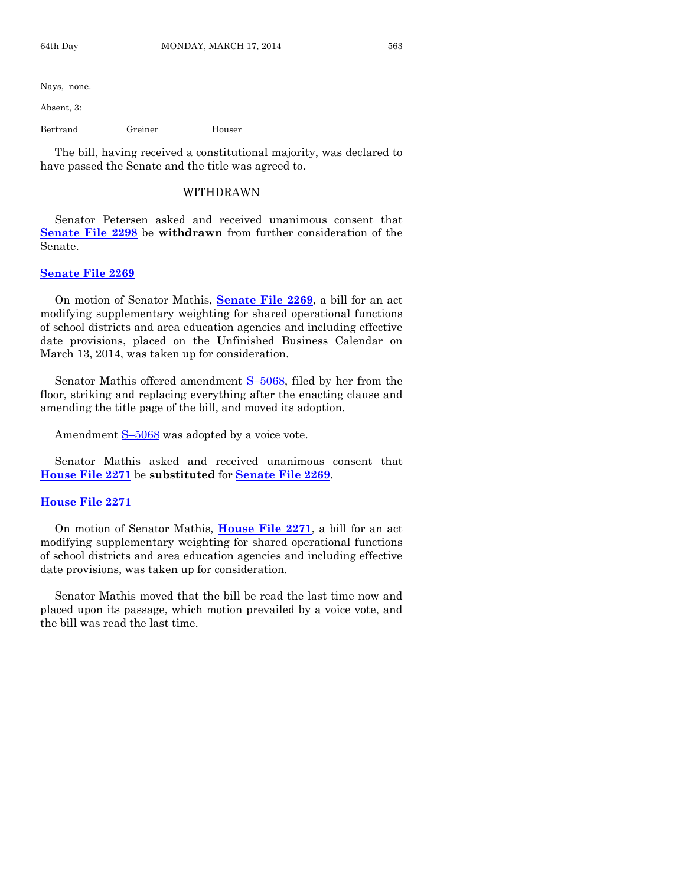Nays, none.

Absent, 3:

| Bertrand | Greiner | Houser |
|---|---|---|

The bill, having received a constitutional majority, was declared to have passed the Senate and the title was agreed to.

## WITHDRAWN

Senator Petersen asked and received unanimous consent that **Senate File 2298** be **withdrawn** from further consideration of the Senate.

### Senate File 2269

On motion of Senator Mathis, **Senate File 2269**, a bill for an act modifying supplementary weighting for shared operational functions of school districts and area education agencies and including effective date provisions, placed on the Unfinished Business Calendar on March 13, 2014, was taken up for consideration.

Senator Mathis offered amendment S–5068, filed by her from the floor, striking and replacing everything after the enacting clause and amending the title page of the bill, and moved its adoption.

Amendment S–5068 was adopted by a voice vote.

Senator Mathis asked and received unanimous consent that **House File 2271** be **substituted** for **Senate File 2269**.

### House File 2271

On motion of Senator Mathis, **House File 2271**, a bill for an act modifying supplementary weighting for shared operational functions of school districts and area education agencies and including effective date provisions, was taken up for consideration.

Senator Mathis moved that the bill be read the last time now and placed upon its passage, which motion prevailed by a voice vote, and the bill was read the last time.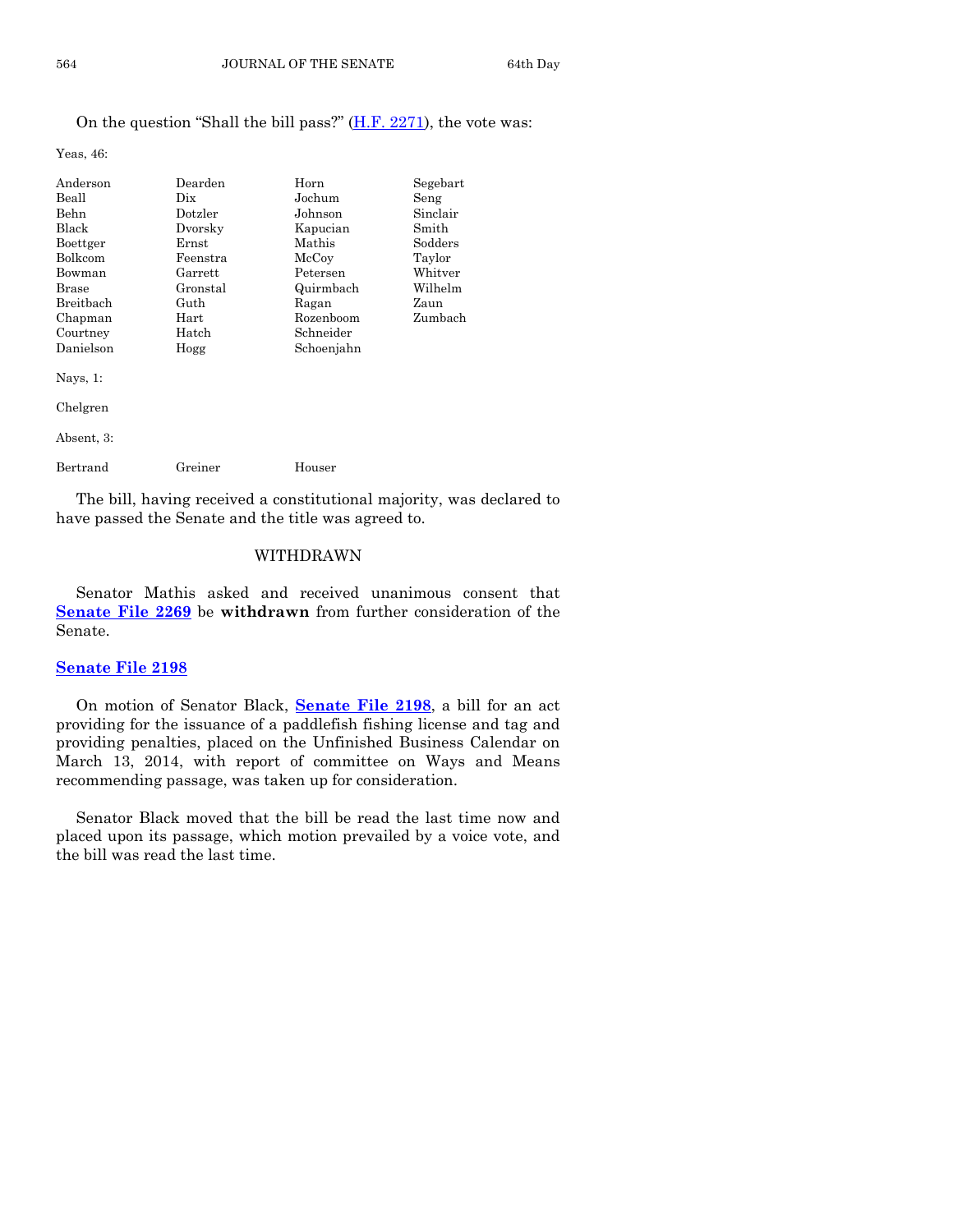On the question "Shall the bill pass?" (H.F. 2271), the vote was:

Yeas, 46:

| | | | |
|---|---|---|---|
| Anderson | Dearden | Horn | Segebart |
| Beall | Dix | Jochum | Seng |
| Behn | Dotzler | Johnson | Sinclair |
| Black | Dvorsky | Kapucian | Smith |
| Boettger | Ernst | Mathis | Sodders |
| Bolkcom | Feenstra | McCoy | Taylor |
| Bowman | Garrett | Petersen | Whitver |
| Brase | Gronstal | Quirmbach | Wilhelm |
| Breitbach | Guth | Ragan | Zaun |
| Chapman | Hart | Rozenboom | Zumbach |
| Courtney | Hatch | Schneider | |
| Danielson | Hogg | Schoenjahn | |

Nays, 1:

Chelgren

Absent, 3:

| | | |
|---|---|---|
| Bertrand | Greiner | Houser |

The bill, having received a constitutional majority, was declared to have passed the Senate and the title was agreed to.

## WITHDRAWN

Senator Mathis asked and received unanimous consent that **Senate File 2269** be **withdrawn** from further consideration of the Senate.

## Senate File 2198

On motion of Senator Black, **Senate File 2198**, a bill for an act providing for the issuance of a paddlefish fishing license and tag and providing penalties, placed on the Unfinished Business Calendar on March 13, 2014, with report of committee on Ways and Means recommending passage, was taken up for consideration.

Senator Black moved that the bill be read the last time now and placed upon its passage, which motion prevailed by a voice vote, and the bill was read the last time.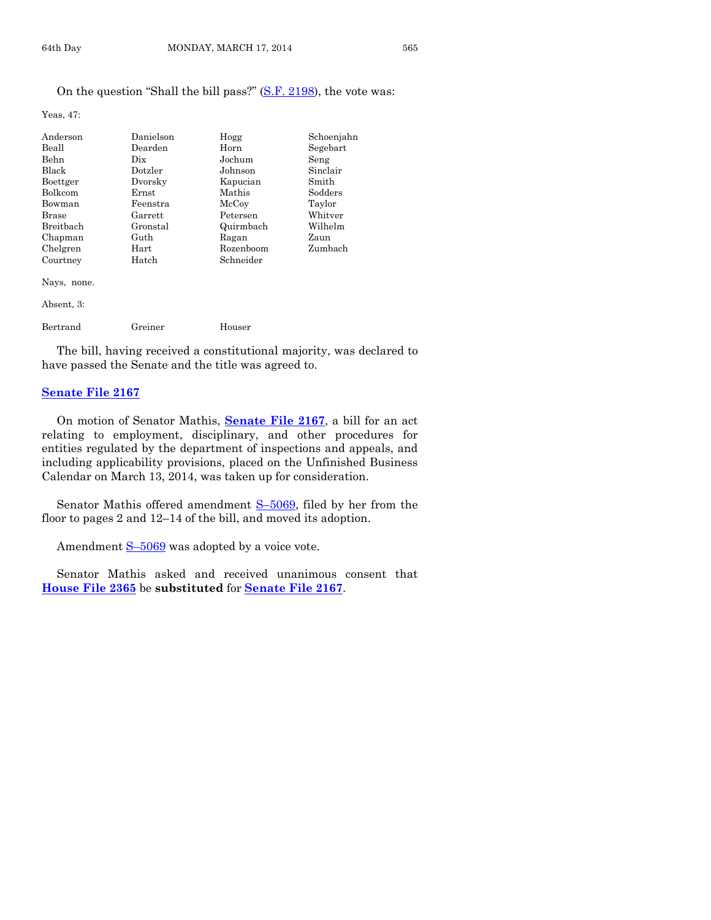On the question "Shall the bill pass?" (S.F. 2198), the vote was:

Yeas, 47:

| | | | |
|---|---|---|---|
| Anderson | Danielson | Hogg | Schoenjahn |
| Beall | Dearden | Horn | Segebart |
| Behn | Dix | Jochum | Seng |
| Black | Dotzler | Johnson | Sinclair |
| Boettger | Dvorsky | Kapucian | Smith |
| Bolkcom | Ernst | Mathis | Sodders |
| Bowman | Feenstra | McCoy | Taylor |
| Brase | Garrett | Petersen | Whitver |
| Breitbach | Gronstal | Quirmbach | Wilhelm |
| Chapman | Guth | Ragan | Zaun |
| Chelgren | Hart | Rozenboom | Zumbach |
| Courtney | Hatch | Schneider | |

Nays, none.

Absent, 3:

| | | |
|---|---|---|
| Bertrand | Greiner | Houser |

The bill, having received a constitutional majority, was declared to have passed the Senate and the title was agreed to.

## Senate File 2167

On motion of Senator Mathis, **Senate File 2167**, a bill for an act relating to employment, disciplinary, and other procedures for entities regulated by the department of inspections and appeals, and including applicability provisions, placed on the Unfinished Business Calendar on March 13, 2014, was taken up for consideration.

Senator Mathis offered amendment S–5069, filed by her from the floor to pages 2 and 12–14 of the bill, and moved its adoption.

Amendment S–5069 was adopted by a voice vote.

Senator Mathis asked and received unanimous consent that **House File 2365** be **substituted** for **Senate File 2167**.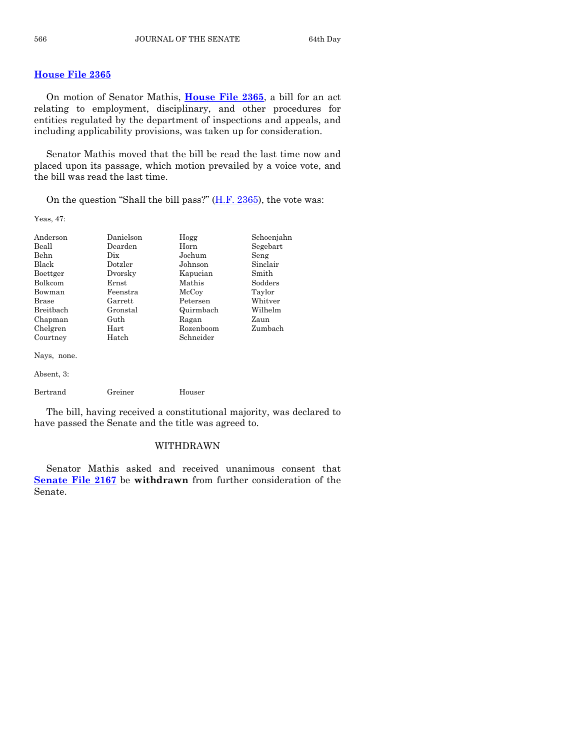**House File 2365**

On motion of Senator Mathis, **House File 2365**, a bill for an act relating to employment, disciplinary, and other procedures for entities regulated by the department of inspections and appeals, and including applicability provisions, was taken up for consideration.

Senator Mathis moved that the bill be read the last time now and placed upon its passage, which motion prevailed by a voice vote, and the bill was read the last time.

On the question "Shall the bill pass?" (H.F. 2365), the vote was:

Yeas, 47:

| | | | |
|---|---|---|---|
| Anderson | Danielson | Hogg | Schoenjahn |
| Beall | Dearden | Horn | Segebart |
| Behn | Dix | Jochum | Seng |
| Black | Dotzler | Johnson | Sinclair |
| Boettger | Dvorsky | Kapucian | Smith |
| Bolkcom | Ernst | Mathis | Sodders |
| Bowman | Feenstra | McCoy | Taylor |
| Brase | Garrett | Petersen | Whitver |
| Breitbach | Gronstal | Quirmbach | Wilhelm |
| Chapman | Guth | Ragan | Zaun |
| Chelgren | Hart | Rozenboom | Zumbach |
| Courtney | Hatch | Schneider | |

Nays, none.

Absent, 3:

| | | |
|---|---|---|
| Bertrand | Greiner | Houser |

The bill, having received a constitutional majority, was declared to have passed the Senate and the title was agreed to.

## WITHDRAWN

Senator Mathis asked and received unanimous consent that **Senate File 2167** be **withdrawn** from further consideration of the Senate.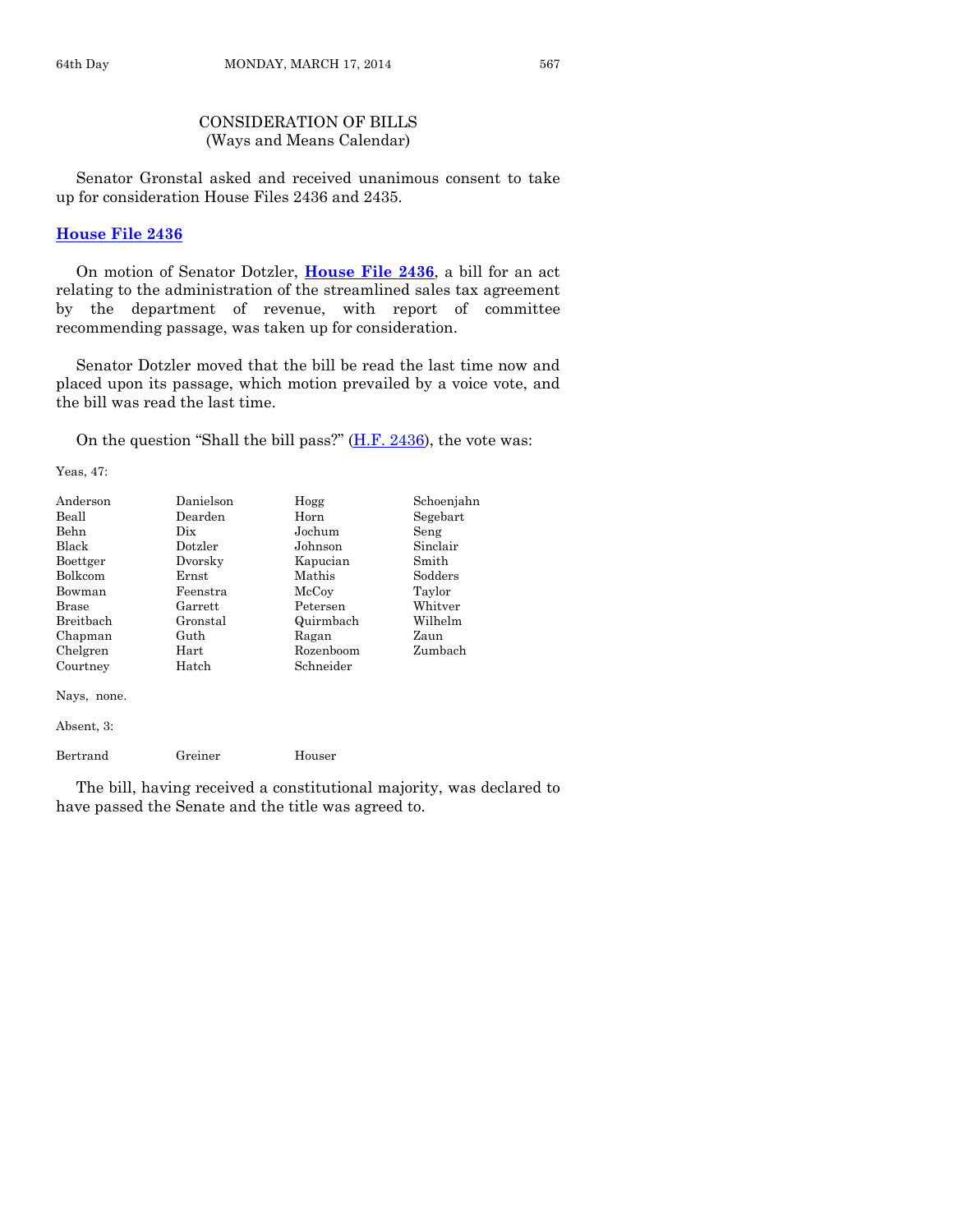## CONSIDERATION OF BILLS
(Ways and Means Calendar)

Senator Gronstal asked and received unanimous consent to take up for consideration House Files 2436 and 2435.

### House File 2436

On motion of Senator Dotzler, **House File 2436**, a bill for an act relating to the administration of the streamlined sales tax agreement by the department of revenue, with report of committee recommending passage, was taken up for consideration.

Senator Dotzler moved that the bill be read the last time now and placed upon its passage, which motion prevailed by a voice vote, and the bill was read the last time.

On the question "Shall the bill pass?" (H.F. 2436), the vote was:

Yeas, 47:

| | | | |
|---|---|---|---|
| Anderson | Danielson | Hogg | Schoenjahn |
| Beall | Dearden | Horn | Segebart |
| Behn | Dix | Jochum | Seng |
| Black | Dotzler | Johnson | Sinclair |
| Boettger | Dvorsky | Kapucian | Smith |
| Bolkcom | Ernst | Mathis | Sodders |
| Bowman | Feenstra | McCoy | Taylor |
| Brase | Garrett | Petersen | Whitver |
| Breitbach | Gronstal | Quirmbach | Wilhelm |
| Chapman | Guth | Ragan | Zaun |
| Chelgren | Hart | Rozenboom | Zumbach |
| Courtney | Hatch | Schneider | |

Nays, none.

Absent, 3:

| | | |
|---|---|---|
| Bertrand | Greiner | Houser |

The bill, having received a constitutional majority, was declared to have passed the Senate and the title was agreed to.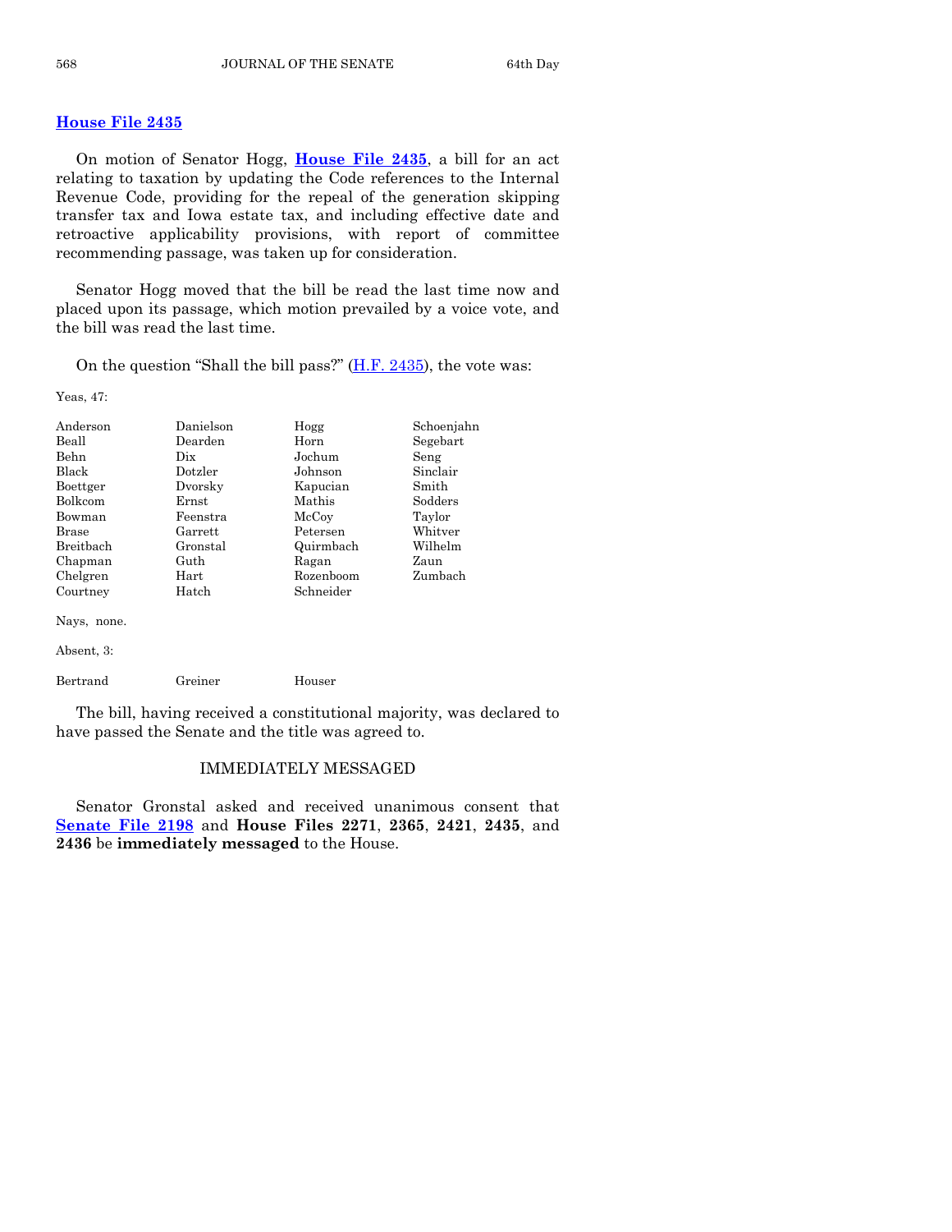## House File 2435

On motion of Senator Hogg, **House File 2435**, a bill for an act relating to taxation by updating the Code references to the Internal Revenue Code, providing for the repeal of the generation skipping transfer tax and Iowa estate tax, and including effective date and retroactive applicability provisions, with report of committee recommending passage, was taken up for consideration.

Senator Hogg moved that the bill be read the last time now and placed upon its passage, which motion prevailed by a voice vote, and the bill was read the last time.

On the question "Shall the bill pass?" (H.F. 2435), the vote was:

Yeas, 47:

| | | | |
|---|---|---|---|
| Anderson | Danielson | Hogg | Schoenjahn |
| Beall | Dearden | Horn | Segebart |
| Behn | Dix | Jochum | Seng |
| Black | Dotzler | Johnson | Sinclair |
| Boettger | Dvorsky | Kapucian | Smith |
| Bolkcom | Ernst | Mathis | Sodders |
| Bowman | Feenstra | McCoy | Taylor |
| Brase | Garrett | Petersen | Whitver |
| Breitbach | Gronstal | Quirmbach | Wilhelm |
| Chapman | Guth | Ragan | Zaun |
| Chelgren | Hart | Rozenboom | Zumbach |
| Courtney | Hatch | Schneider | |

Nays, none.

Absent, 3:

| | | |
|---|---|---|
| Bertrand | Greiner | Houser |

The bill, having received a constitutional majority, was declared to have passed the Senate and the title was agreed to.

### IMMEDIATELY MESSAGED

Senator Gronstal asked and received unanimous consent that **Senate File 2198** and **House Files 2271**, **2365**, **2421**, **2435**, and **2436** be **immediately messaged** to the House.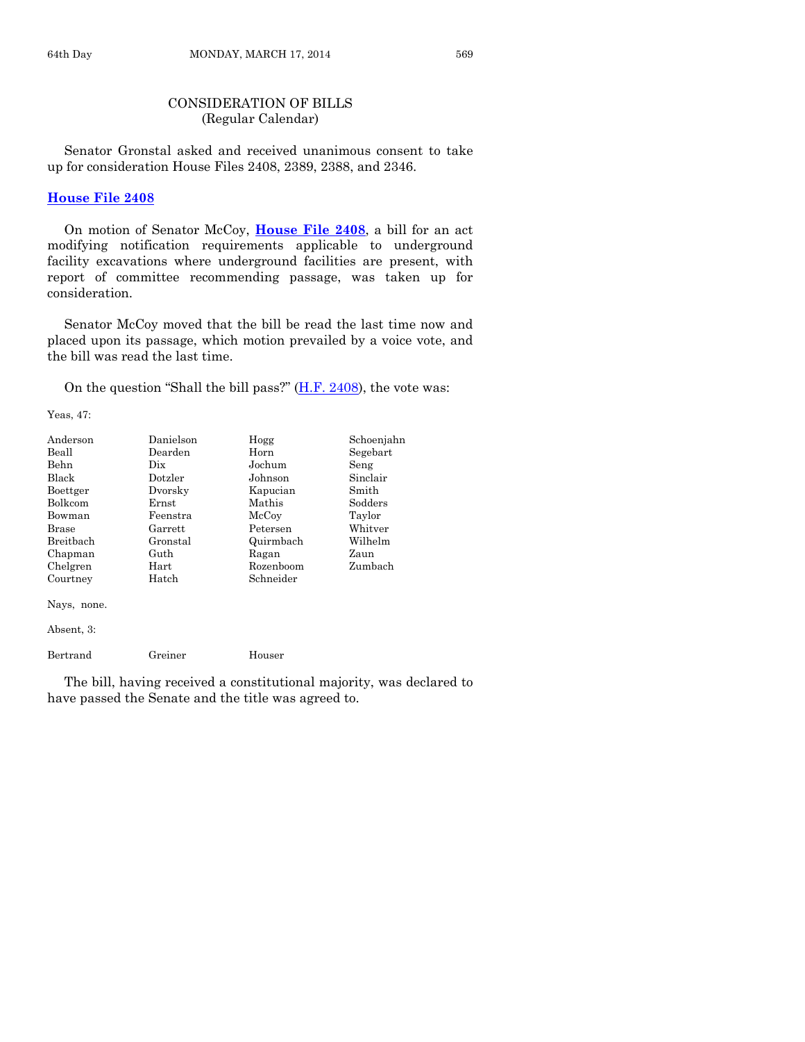## CONSIDERATION OF BILLS
(Regular Calendar)

Senator Gronstal asked and received unanimous consent to take up for consideration House Files 2408, 2389, 2388, and 2346.

### House File 2408

On motion of Senator McCoy, **House File 2408**, a bill for an act modifying notification requirements applicable to underground facility excavations where underground facilities are present, with report of committee recommending passage, was taken up for consideration.

Senator McCoy moved that the bill be read the last time now and placed upon its passage, which motion prevailed by a voice vote, and the bill was read the last time.

On the question "Shall the bill pass?" (H.F. 2408), the vote was:

Yeas, 47:

| | | | |
|---|---|---|---|
| Anderson | Danielson | Hogg | Schoenjahn |
| Beall | Dearden | Horn | Segebart |
| Behn | Dix | Jochum | Seng |
| Black | Dotzler | Johnson | Sinclair |
| Boettger | Dvorsky | Kapucian | Smith |
| Bolkcom | Ernst | Mathis | Sodders |
| Bowman | Feenstra | McCoy | Taylor |
| Brase | Garrett | Petersen | Whitver |
| Breitbach | Gronstal | Quirmbach | Wilhelm |
| Chapman | Guth | Ragan | Zaun |
| Chelgren | Hart | Rozenboom | Zumbach |
| Courtney | Hatch | Schneider | |

Nays, none.

Absent, 3:

| | | |
|---|---|---|
| Bertrand | Greiner | Houser |

The bill, having received a constitutional majority, was declared to have passed the Senate and the title was agreed to.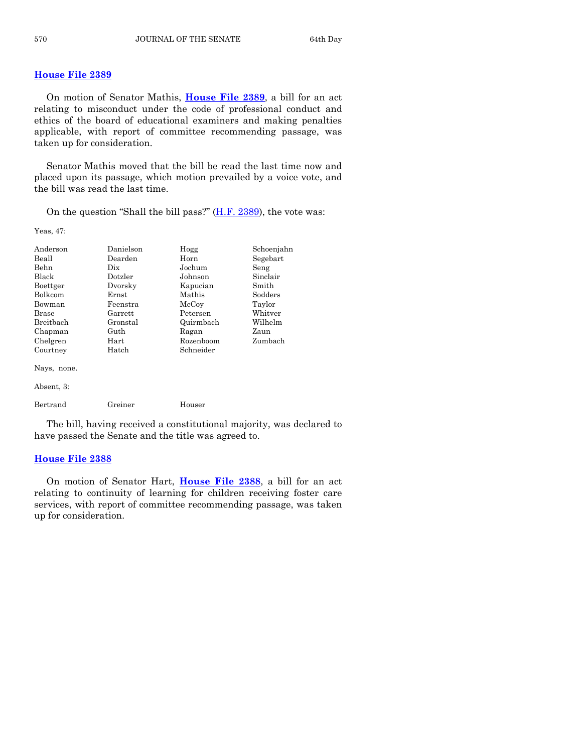## House File 2389

On motion of Senator Mathis, **House File 2389**, a bill for an act relating to misconduct under the code of professional conduct and ethics of the board of educational examiners and making penalties applicable, with report of committee recommending passage, was taken up for consideration.

Senator Mathis moved that the bill be read the last time now and placed upon its passage, which motion prevailed by a voice vote, and the bill was read the last time.

On the question "Shall the bill pass?" (H.F. 2389), the vote was:

Yeas, 47:

| | | | |
|---|---|---|---|
| Anderson | Danielson | Hogg | Schoenjahn |
| Beall | Dearden | Horn | Segebart |
| Behn | Dix | Jochum | Seng |
| Black | Dotzler | Johnson | Sinclair |
| Boettger | Dvorsky | Kapucian | Smith |
| Bolkcom | Ernst | Mathis | Sodders |
| Bowman | Feenstra | McCoy | Taylor |
| Brase | Garrett | Petersen | Whitver |
| Breitbach | Gronstal | Quirmbach | Wilhelm |
| Chapman | Guth | Ragan | Zaun |
| Chelgren | Hart | Rozenboom | Zumbach |
| Courtney | Hatch | Schneider | |

Nays, none.

Absent, 3:

| | | |
|---|---|---|
| Bertrand | Greiner | Houser |

The bill, having received a constitutional majority, was declared to have passed the Senate and the title was agreed to.

## House File 2388

On motion of Senator Hart, **House File 2388**, a bill for an act relating to continuity of learning for children receiving foster care services, with report of committee recommending passage, was taken up for consideration.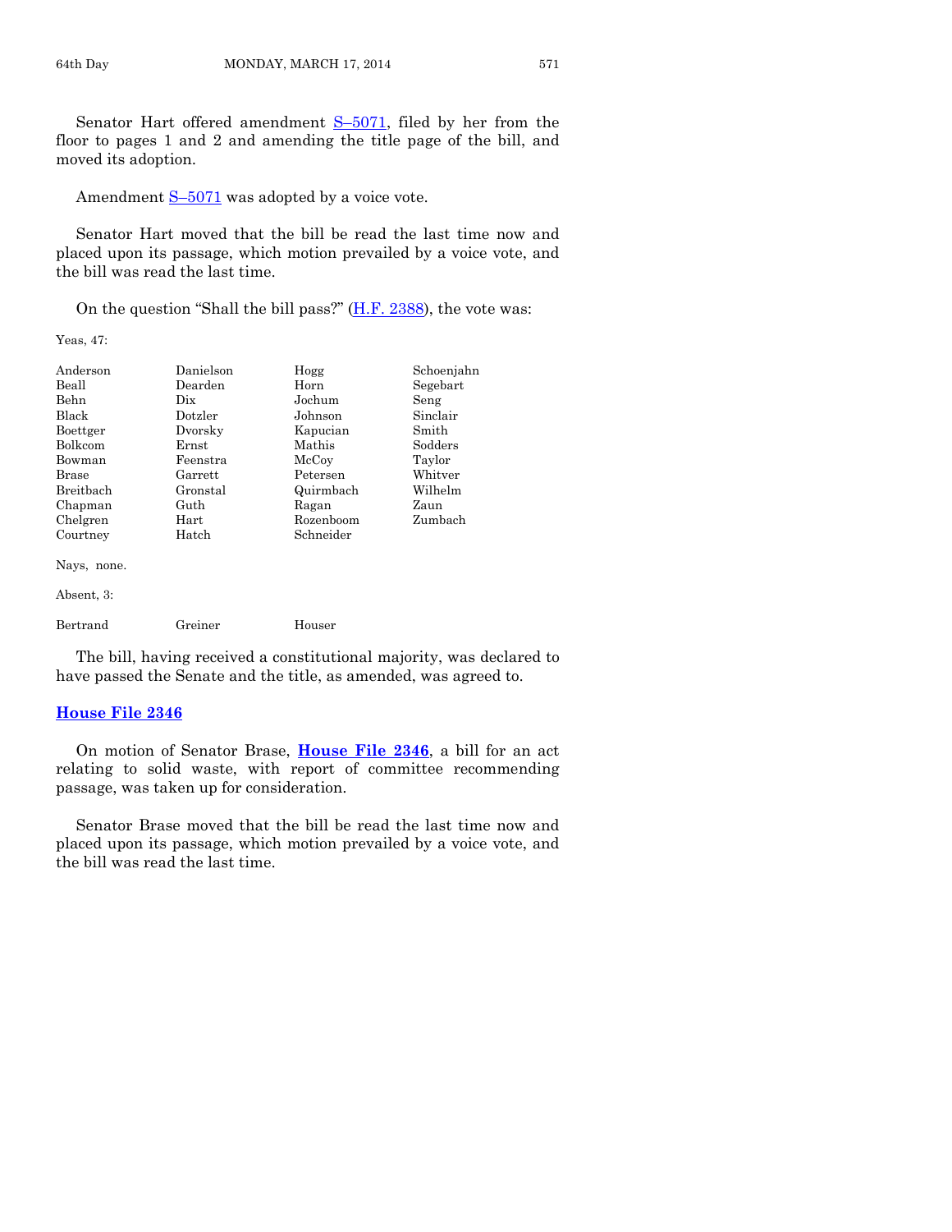Senator Hart offered amendment S–5071, filed by her from the floor to pages 1 and 2 and amending the title page of the bill, and moved its adoption.

Amendment S–5071 was adopted by a voice vote.

Senator Hart moved that the bill be read the last time now and placed upon its passage, which motion prevailed by a voice vote, and the bill was read the last time.

On the question "Shall the bill pass?" (H.F. 2388), the vote was:

Yeas, 47:

| | | | |
|---|---|---|---|
| Anderson | Danielson | Hogg | Schoenjahn |
| Beall | Dearden | Horn | Segebart |
| Behn | Dix | Jochum | Seng |
| Black | Dotzler | Johnson | Sinclair |
| Boettger | Dvorsky | Kapucian | Smith |
| Bolkcom | Ernst | Mathis | Sodders |
| Bowman | Feenstra | McCoy | Taylor |
| Brase | Garrett | Petersen | Whitver |
| Breitbach | Gronstal | Quirmbach | Wilhelm |
| Chapman | Guth | Ragan | Zaun |
| Chelgren | Hart | Rozenboom | Zumbach |
| Courtney | Hatch | Schneider | |

Nays, none.

Absent, 3:

| | | |
|---|---|---|
| Bertrand | Greiner | Houser |

The bill, having received a constitutional majority, was declared to have passed the Senate and the title, as amended, was agreed to.

## House File 2346

On motion of Senator Brase, **House File 2346**, a bill for an act relating to solid waste, with report of committee recommending passage, was taken up for consideration.

Senator Brase moved that the bill be read the last time now and placed upon its passage, which motion prevailed by a voice vote, and the bill was read the last time.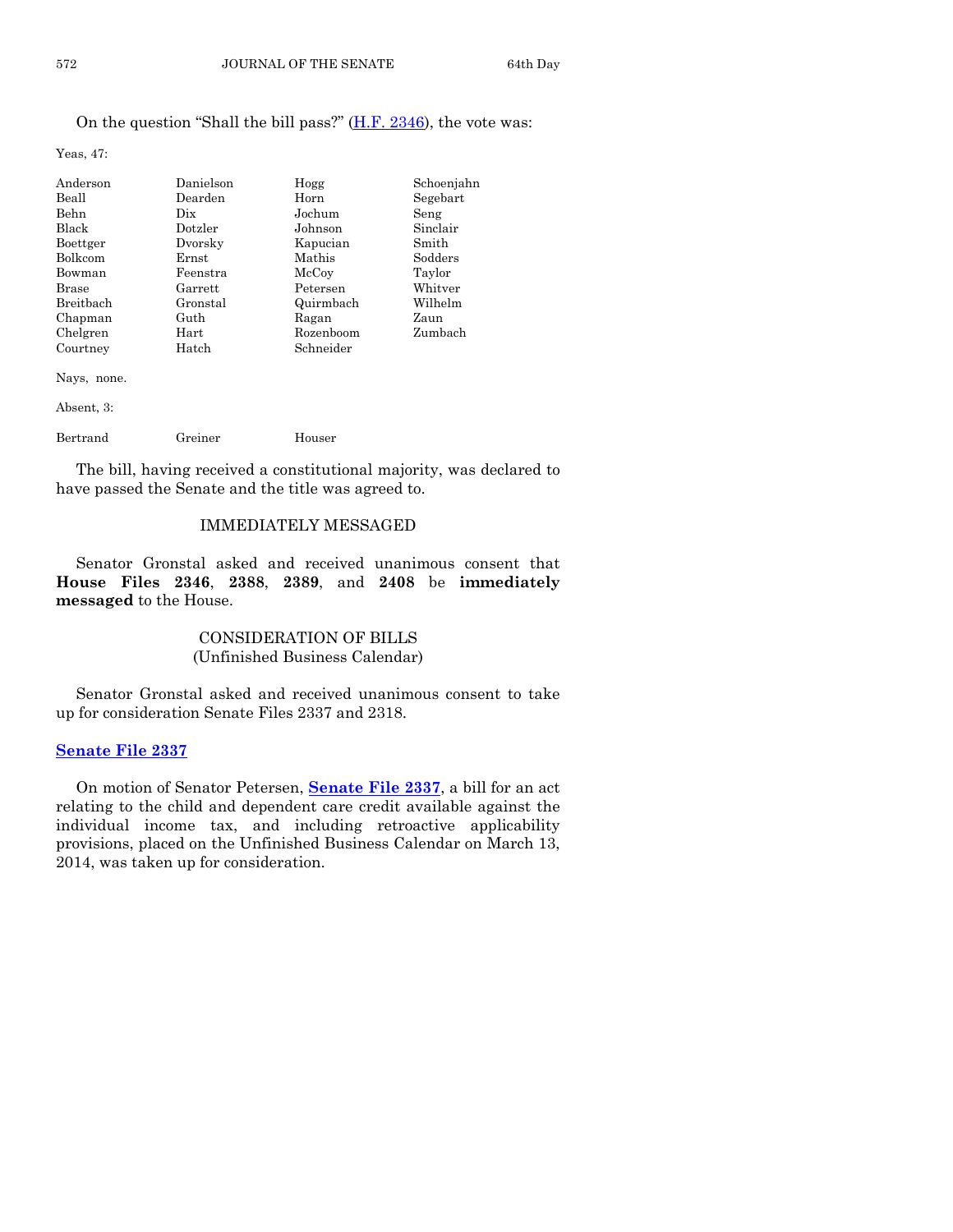On the question "Shall the bill pass?" (H.F. 2346), the vote was:

Yeas, 47:

| | | | |
|---|---|---|---|
| Anderson | Danielson | Hogg | Schoenjahn |
| Beall | Dearden | Horn | Segebart |
| Behn | Dix | Jochum | Seng |
| Black | Dotzler | Johnson | Sinclair |
| Boettger | Dvorsky | Kapucian | Smith |
| Bolkcom | Ernst | Mathis | Sodders |
| Bowman | Feenstra | McCoy | Taylor |
| Brase | Garrett | Petersen | Whitver |
| Breitbach | Gronstal | Quirmbach | Wilhelm |
| Chapman | Guth | Ragan | Zaun |
| Chelgren | Hart | Rozenboom | Zumbach |
| Courtney | Hatch | Schneider | |

Nays, none.

Absent, 3:

| | | |
|---|---|---|
| Bertrand | Greiner | Houser |

The bill, having received a constitutional majority, was declared to have passed the Senate and the title was agreed to.

## IMMEDIATELY MESSAGED

Senator Gronstal asked and received unanimous consent that **House Files 2346**, **2388**, **2389**, and **2408** be **immediately messaged** to the House.

## CONSIDERATION OF BILLS
## (Unfinished Business Calendar)

Senator Gronstal asked and received unanimous consent to take up for consideration Senate Files 2337 and 2318.

### Senate File 2337

On motion of Senator Petersen, **Senate File 2337**, a bill for an act relating to the child and dependent care credit available against the individual income tax, and including retroactive applicability provisions, placed on the Unfinished Business Calendar on March 13, 2014, was taken up for consideration.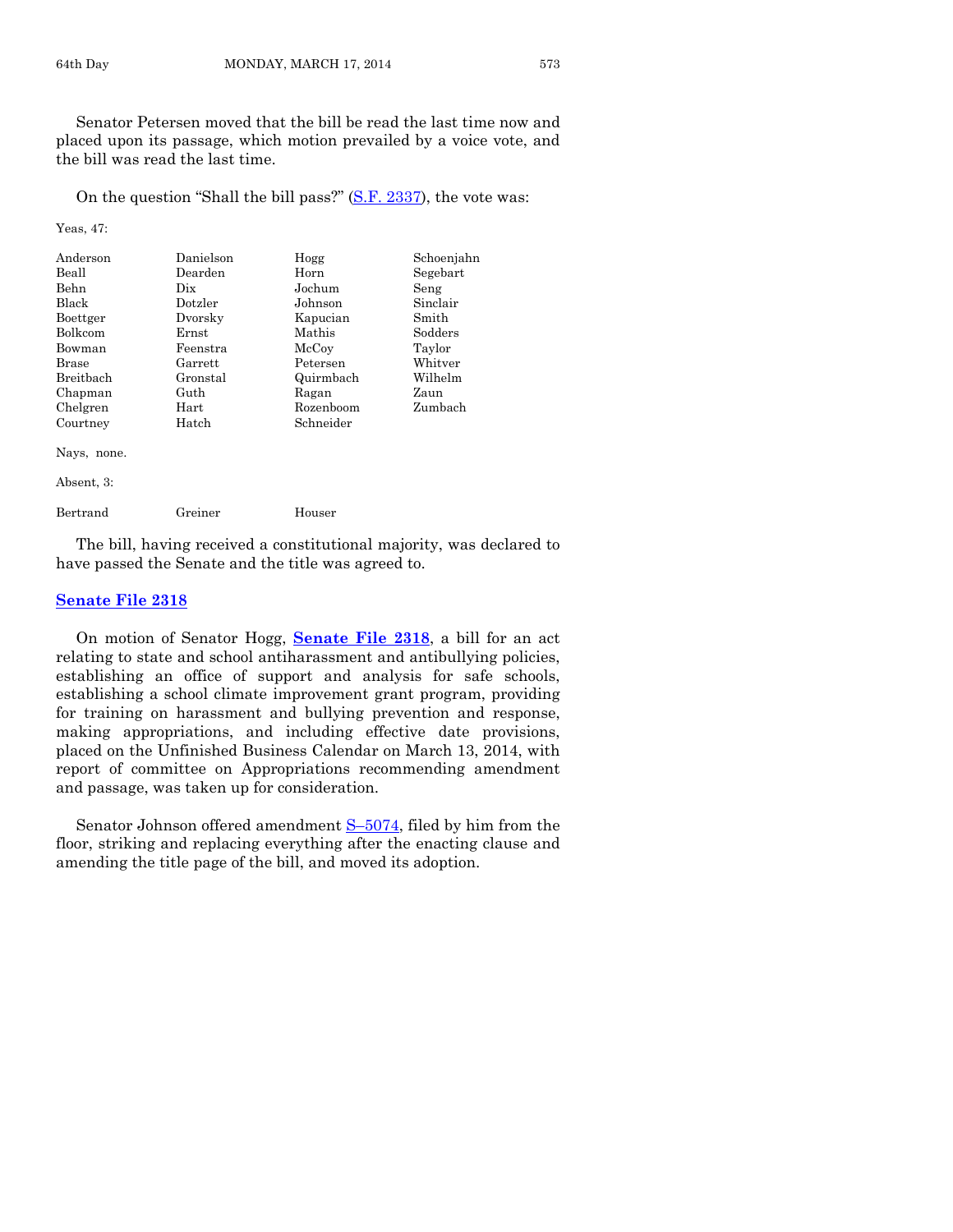Senator Petersen moved that the bill be read the last time now and placed upon its passage, which motion prevailed by a voice vote, and the bill was read the last time.

On the question "Shall the bill pass?" (S.F. 2337), the vote was:

Yeas, 47:

| | | | |
|---|---|---|---|
| Anderson | Danielson | Hogg | Schoenjahn |
| Beall | Dearden | Horn | Segebart |
| Behn | Dix | Jochum | Seng |
| Black | Dotzler | Johnson | Sinclair |
| Boettger | Dvorsky | Kapucian | Smith |
| Bolkcom | Ernst | Mathis | Sodders |
| Bowman | Feenstra | McCoy | Taylor |
| Brase | Garrett | Petersen | Whitver |
| Breitbach | Gronstal | Quirmbach | Wilhelm |
| Chapman | Guth | Ragan | Zaun |
| Chelgren | Hart | Rozenboom | Zumbach |
| Courtney | Hatch | Schneider | |

Nays, none.

Absent, 3:

| | | |
|---|---|---|
| Bertrand | Greiner | Houser |

The bill, having received a constitutional majority, was declared to have passed the Senate and the title was agreed to.

## Senate File 2318

On motion of Senator Hogg, **Senate File 2318**, a bill for an act relating to state and school antiharassment and antibullying policies, establishing an office of support and analysis for safe schools, establishing a school climate improvement grant program, providing for training on harassment and bullying prevention and response, making appropriations, and including effective date provisions, placed on the Unfinished Business Calendar on March 13, 2014, with report of committee on Appropriations recommending amendment and passage, was taken up for consideration.

Senator Johnson offered amendment S–5074, filed by him from the floor, striking and replacing everything after the enacting clause and amending the title page of the bill, and moved its adoption.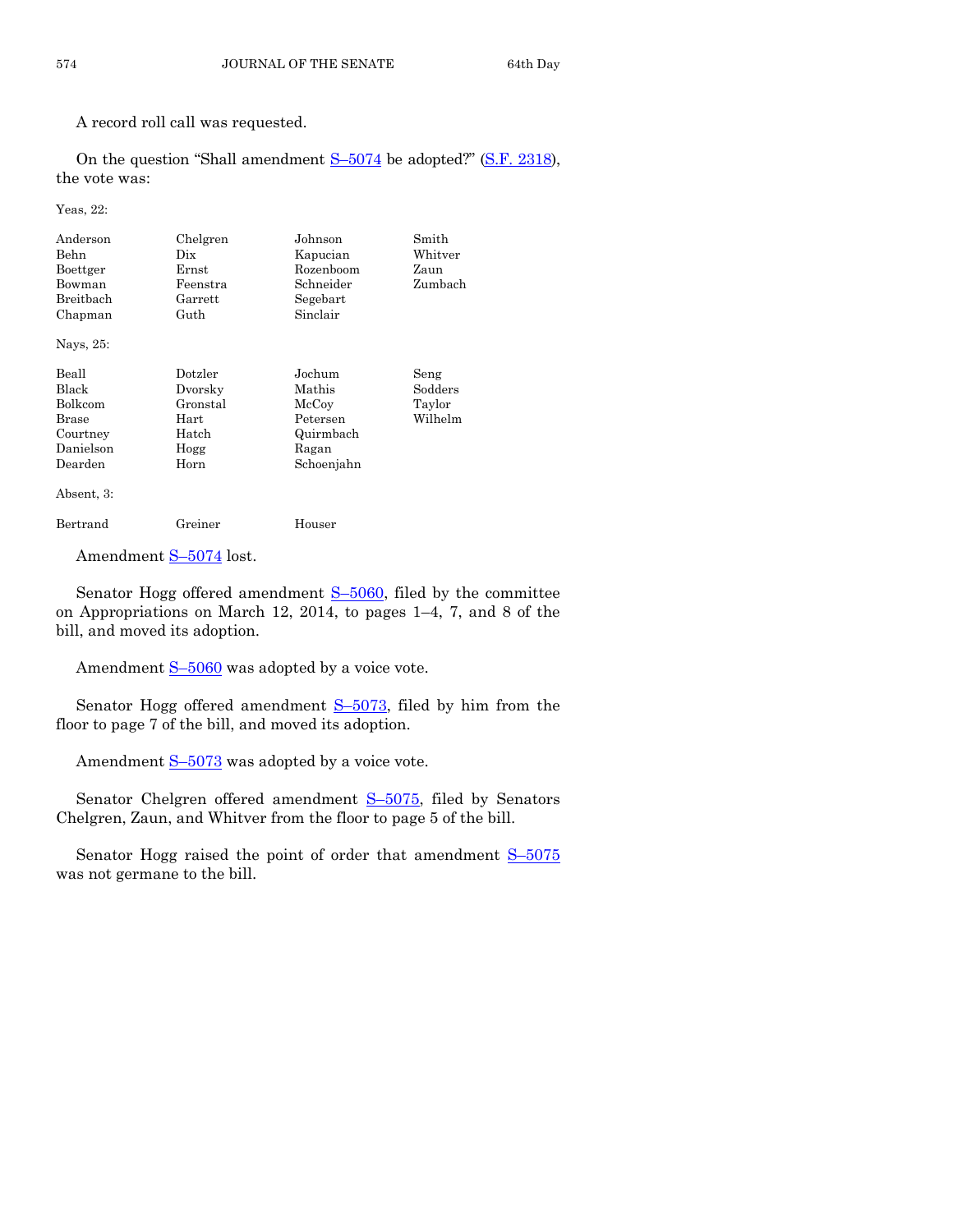A record roll call was requested.

On the question "Shall amendment S–5074 be adopted?" (S.F. 2318), the vote was:

Yeas, 22:

| | | | |
|---|---|---|---|
| Anderson | Chelgren | Johnson | Smith |
| Behn | Dix | Kapucian | Whitver |
| Boettger | Ernst | Rozenboom | Zaun |
| Bowman | Feenstra | Schneider | Zumbach |
| Breitbach | Garrett | Segebart | |
| Chapman | Guth | Sinclair | |

Nays, 25:

| | | | |
|---|---|---|---|
| Beall | Dotzler | Jochum | Seng |
| Black | Dvorsky | Mathis | Sodders |
| Bolkcom | Gronstal | McCoy | Taylor |
| Brase | Hart | Petersen | Wilhelm |
| Courtney | Hatch | Quirmbach | |
| Danielson | Hogg | Ragan | |
| Dearden | Horn | Schoenjahn | |

Absent, 3:

| | | |
|---|---|---|
| Bertrand | Greiner | Houser |

Amendment S–5074 lost.

Senator Hogg offered amendment S–5060, filed by the committee on Appropriations on March 12, 2014, to pages 1–4, 7, and 8 of the bill, and moved its adoption.

Amendment S–5060 was adopted by a voice vote.

Senator Hogg offered amendment S–5073, filed by him from the floor to page 7 of the bill, and moved its adoption.

Amendment S–5073 was adopted by a voice vote.

Senator Chelgren offered amendment S–5075, filed by Senators Chelgren, Zaun, and Whitver from the floor to page 5 of the bill.

Senator Hogg raised the point of order that amendment S–5075 was not germane to the bill.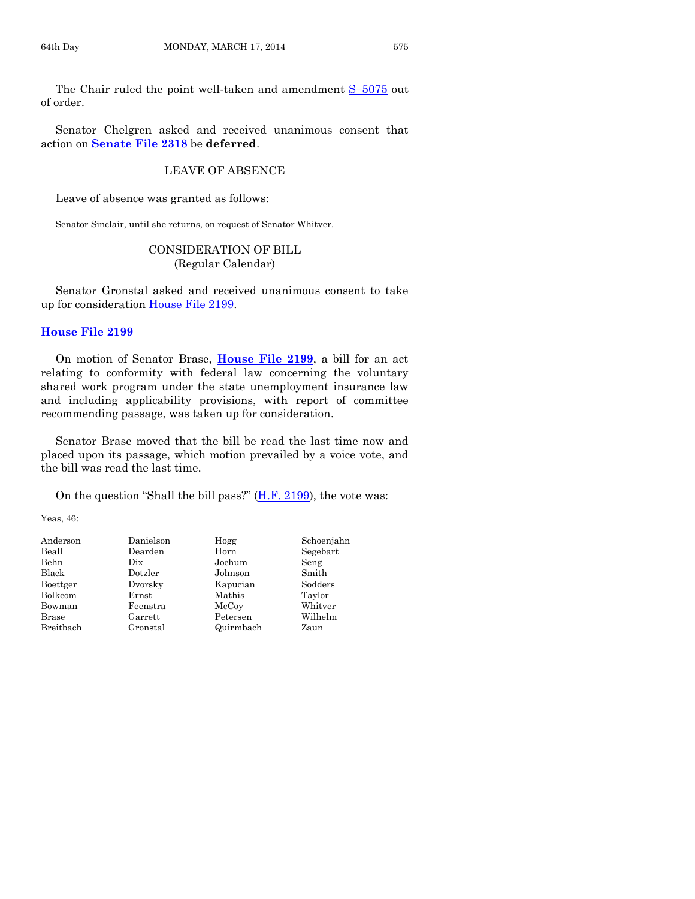The Chair ruled the point well-taken and amendment S–5075 out of order.

Senator Chelgren asked and received unanimous consent that action on **Senate File 2318** be **deferred**.

## LEAVE OF ABSENCE

Leave of absence was granted as follows:

Senator Sinclair, until she returns, on request of Senator Whitver.

## CONSIDERATION OF BILL
(Regular Calendar)

Senator Gronstal asked and received unanimous consent to take up for consideration House File 2199.

### House File 2199

On motion of Senator Brase, **House File 2199**, a bill for an act relating to conformity with federal law concerning the voluntary shared work program under the state unemployment insurance law and including applicability provisions, with report of committee recommending passage, was taken up for consideration.

Senator Brase moved that the bill be read the last time now and placed upon its passage, which motion prevailed by a voice vote, and the bill was read the last time.

On the question "Shall the bill pass?" (H.F. 2199), the vote was:

Yeas, 46:

| | | | |
|---|---|---|---|
| Anderson | Danielson | Hogg | Schoenjahn |
| Beall | Dearden | Horn | Segebart |
| Behn | Dix | Jochum | Seng |
| Black | Dotzler | Johnson | Smith |
| Boettger | Dvorsky | Kapucian | Sodders |
| Bolkcom | Ernst | Mathis | Taylor |
| Bowman | Feenstra | McCoy | Whitver |
| Brase | Garrett | Petersen | Wilhelm |
| Breitbach | Gronstal | Quirmbach | Zaun |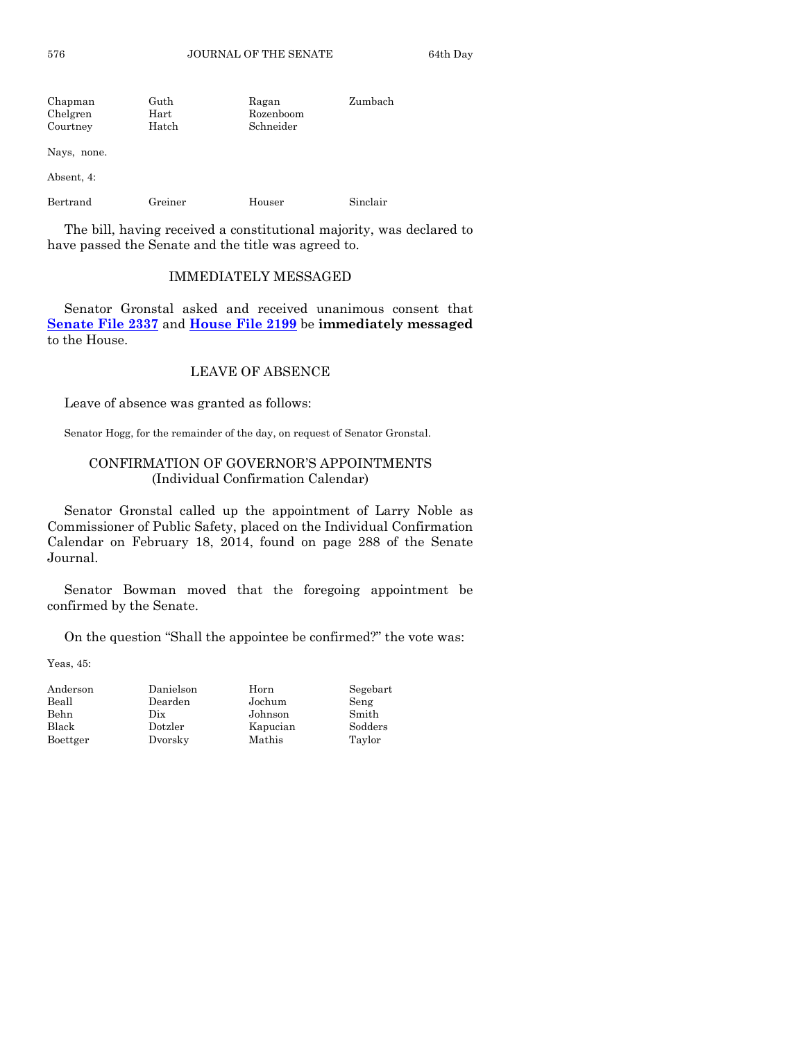| | | | |
|---|---|---|---|
| Chapman | Guth | Ragan | Zumbach |
| Chelgren | Hart | Rozenboom | |
| Courtney | Hatch | Schneider | |

Nays, none.

Absent, 4:

| | | | |
|---|---|---|---|
| Bertrand | Greiner | Houser | Sinclair |

The bill, having received a constitutional majority, was declared to have passed the Senate and the title was agreed to.

## IMMEDIATELY MESSAGED

Senator Gronstal asked and received unanimous consent that **Senate File 2337** and **House File 2199** be **immediately messaged** to the House.

## LEAVE OF ABSENCE

Leave of absence was granted as follows:

Senator Hogg, for the remainder of the day, on request of Senator Gronstal.

## CONFIRMATION OF GOVERNOR'S APPOINTMENTS (Individual Confirmation Calendar)

Senator Gronstal called up the appointment of Larry Noble as Commissioner of Public Safety, placed on the Individual Confirmation Calendar on February 18, 2014, found on page 288 of the Senate Journal.

Senator Bowman moved that the foregoing appointment be confirmed by the Senate.

On the question "Shall the appointee be confirmed?" the vote was:

Yeas, 45:

| | | | |
|---|---|---|---|
| Anderson | Danielson | Horn | Segebart |
| Beall | Dearden | Jochum | Seng |
| Behn | Dix | Johnson | Smith |
| Black | Dotzler | Kapucian | Sodders |
| Boettger | Dvorsky | Mathis | Taylor |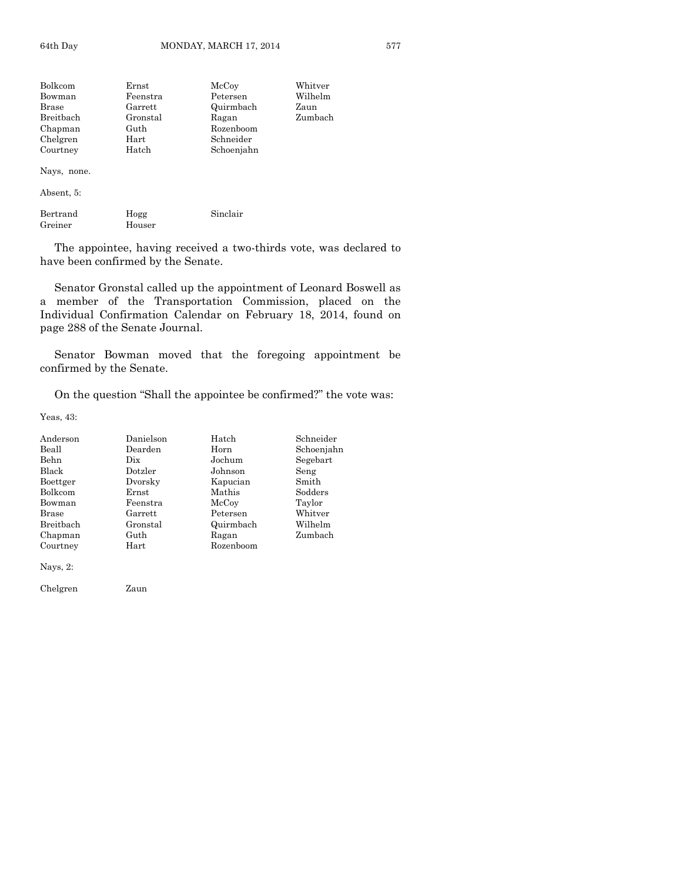| | | | |
|---|---|---|---|
| Bolkcom | Ernst | McCoy | Whitver |
| Bowman | Feenstra | Petersen | Wilhelm |
| Brase | Garrett | Quirmbach | Zaun |
| Breitbach | Gronstal | Ragan | Zumbach |
| Chapman | Guth | Rozenboom | |
| Chelgren | Hart | Schneider | |
| Courtney | Hatch | Schoenjahn | |

Nays, none.

Absent, 5:

| | | |
|---|---|---|
| Bertrand | Hogg | Sinclair |
| Greiner | Houser | |

The appointee, having received a two-thirds vote, was declared to have been confirmed by the Senate.

Senator Gronstal called up the appointment of Leonard Boswell as a member of the Transportation Commission, placed on the Individual Confirmation Calendar on February 18, 2014, found on page 288 of the Senate Journal.

Senator Bowman moved that the foregoing appointment be confirmed by the Senate.

On the question "Shall the appointee be confirmed?" the vote was:

Yeas, 43:

| | | | |
|---|---|---|---|
| Anderson | Danielson | Hatch | Schneider |
| Beall | Dearden | Horn | Schoenjahn |
| Behn | Dix | Jochum | Segebart |
| Black | Dotzler | Johnson | Seng |
| Boettger | Dvorsky | Kapucian | Smith |
| Bolkcom | Ernst | Mathis | Sodders |
| Bowman | Feenstra | McCoy | Taylor |
| Brase | Garrett | Petersen | Whitver |
| Breitbach | Gronstal | Quirmbach | Wilhelm |
| Chapman | Guth | Ragan | Zumbach |
| Courtney | Hart | Rozenboom | |

Nays, 2:

| | |
|---|---|
| Chelgren | Zaun |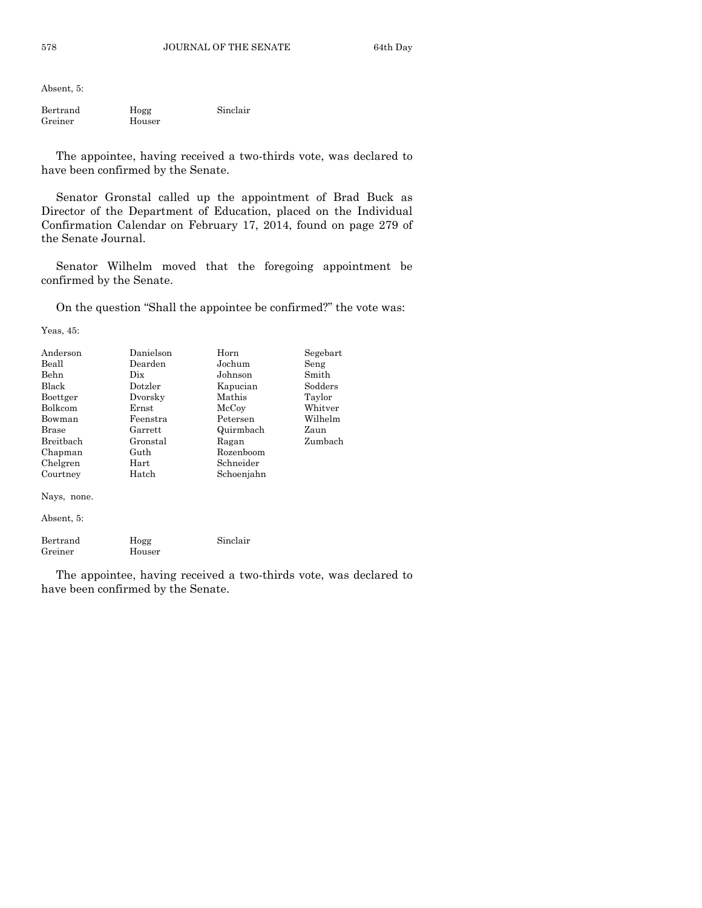Absent, 5:

| | | |
|---|---|---|
| Bertrand | Hogg | Sinclair |
| Greiner | Houser | |

The appointee, having received a two-thirds vote, was declared to have been confirmed by the Senate.

Senator Gronstal called up the appointment of Brad Buck as Director of the Department of Education, placed on the Individual Confirmation Calendar on February 17, 2014, found on page 279 of the Senate Journal.

Senator Wilhelm moved that the foregoing appointment be confirmed by the Senate.

On the question "Shall the appointee be confirmed?" the vote was:

Yeas, 45:

| | | | |
|---|---|---|---|
| Anderson | Danielson | Horn | Segebart |
| Beall | Dearden | Jochum | Seng |
| Behn | Dix | Johnson | Smith |
| Black | Dotzler | Kapucian | Sodders |
| Boettger | Dvorsky | Mathis | Taylor |
| Bolkcom | Ernst | McCoy | Whitver |
| Bowman | Feenstra | Petersen | Wilhelm |
| Brase | Garrett | Quirmbach | Zaun |
| Breitbach | Gronstal | Ragan | Zumbach |
| Chapman | Guth | Rozenboom | |
| Chelgren | Hart | Schneider | |
| Courtney | Hatch | Schoenjahn | |

Nays, none.

Absent, 5:

| | | |
|---|---|---|
| Bertrand | Hogg | Sinclair |
| Greiner | Houser | |

The appointee, having received a two-thirds vote, was declared to have been confirmed by the Senate.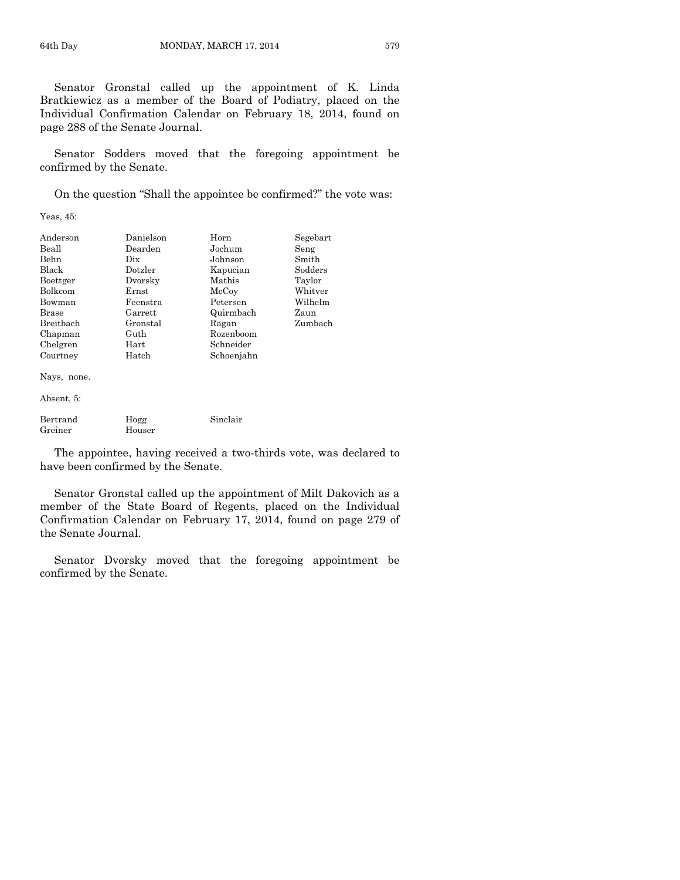Senator Gronstal called up the appointment of K. Linda Bratkiewicz as a member of the Board of Podiatry, placed on the Individual Confirmation Calendar on February 18, 2014, found on page 288 of the Senate Journal.

Senator Sodders moved that the foregoing appointment be confirmed by the Senate.

On the question "Shall the appointee be confirmed?" the vote was:

Yeas, 45:

| | | | |
|---|---|---|---|
| Anderson | Danielson | Horn | Segebart |
| Beall | Dearden | Jochum | Seng |
| Behn | Dix | Johnson | Smith |
| Black | Dotzler | Kapucian | Sodders |
| Boettger | Dvorsky | Mathis | Taylor |
| Bolkcom | Ernst | McCoy | Whitver |
| Bowman | Feenstra | Petersen | Wilhelm |
| Brase | Garrett | Quirmbach | Zaun |
| Breitbach | Gronstal | Ragan | Zumbach |
| Chapman | Guth | Rozenboom | |
| Chelgren | Hart | Schneider | |
| Courtney | Hatch | Schoenjahn | |

Nays, none.

Absent, 5:

| | | |
|---|---|---|
| Bertrand | Hogg | Sinclair |
| Greiner | Houser | |

The appointee, having received a two-thirds vote, was declared to have been confirmed by the Senate.

Senator Gronstal called up the appointment of Milt Dakovich as a member of the State Board of Regents, placed on the Individual Confirmation Calendar on February 17, 2014, found on page 279 of the Senate Journal.

Senator Dvorsky moved that the foregoing appointment be confirmed by the Senate.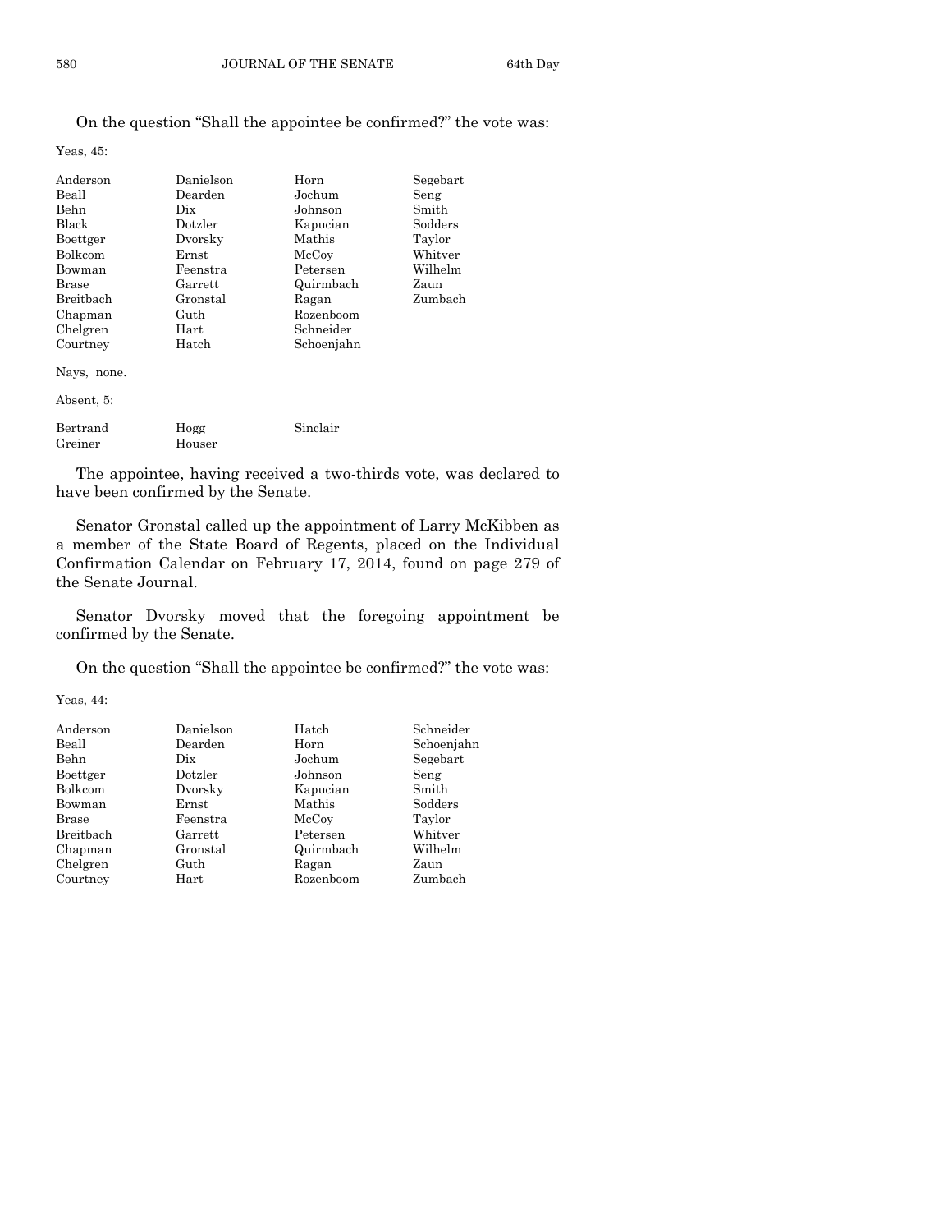On the question "Shall the appointee be confirmed?" the vote was:

Yeas, 45:

| | | | |
|---|---|---|---|
| Anderson | Danielson | Horn | Segebart |
| Beall | Dearden | Jochum | Seng |
| Behn | Dix | Johnson | Smith |
| Black | Dotzler | Kapucian | Sodders |
| Boettger | Dvorsky | Mathis | Taylor |
| Bolkcom | Ernst | McCoy | Whitver |
| Bowman | Feenstra | Petersen | Wilhelm |
| Brase | Garrett | Quirmbach | Zaun |
| Breitbach | Gronstal | Ragan | Zumbach |
| Chapman | Guth | Rozenboom | |
| Chelgren | Hart | Schneider | |
| Courtney | Hatch | Schoenjahn | |

Nays, none.

Absent, 5:

| | | |
|---|---|---|
| Bertrand | Hogg | Sinclair |
| Greiner | Houser | |

The appointee, having received a two-thirds vote, was declared to have been confirmed by the Senate.

Senator Gronstal called up the appointment of Larry McKibben as a member of the State Board of Regents, placed on the Individual Confirmation Calendar on February 17, 2014, found on page 279 of the Senate Journal.

Senator Dvorsky moved that the foregoing appointment be confirmed by the Senate.

On the question "Shall the appointee be confirmed?" the vote was:

Yeas, 44:

| | | | |
|---|---|---|---|
| Anderson | Danielson | Hatch | Schneider |
| Beall | Dearden | Horn | Schoenjahn |
| Behn | Dix | Jochum | Segebart |
| Boettger | Dotzler | Johnson | Seng |
| Bolkcom | Dvorsky | Kapucian | Smith |
| Bowman | Ernst | Mathis | Sodders |
| Brase | Feenstra | McCoy | Taylor |
| Breitbach | Garrett | Petersen | Whitver |
| Chapman | Gronstal | Quirmbach | Wilhelm |
| Chelgren | Guth | Ragan | Zaun |
| Courtney | Hart | Rozenboom | Zumbach |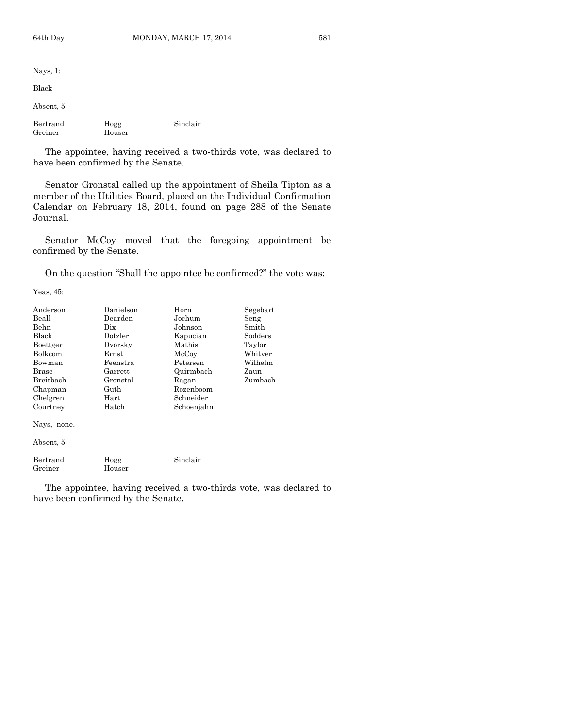Nays, 1:

Black

Absent, 5:

| | | |
|---|---|---|
| Bertrand | Hogg | Sinclair |
| Greiner | Houser | |

The appointee, having received a two-thirds vote, was declared to have been confirmed by the Senate.

Senator Gronstal called up the appointment of Sheila Tipton as a member of the Utilities Board, placed on the Individual Confirmation Calendar on February 18, 2014, found on page 288 of the Senate Journal.

Senator McCoy moved that the foregoing appointment be confirmed by the Senate.

On the question "Shall the appointee be confirmed?" the vote was:

Yeas, 45:

| | | | |
|---|---|---|---|
| Anderson | Danielson | Horn | Segebart |
| Beall | Dearden | Jochum | Seng |
| Behn | Dix | Johnson | Smith |
| Black | Dotzler | Kapucian | Sodders |
| Boettger | Dvorsky | Mathis | Taylor |
| Bolkcom | Ernst | McCoy | Whitver |
| Bowman | Feenstra | Petersen | Wilhelm |
| Brase | Garrett | Quirmbach | Zaun |
| Breitbach | Gronstal | Ragan | Zumbach |
| Chapman | Guth | Rozenboom | |
| Chelgren | Hart | Schneider | |
| Courtney | Hatch | Schoenjahn | |

Nays, none.

Absent, 5:

| | | |
|---|---|---|
| Bertrand | Hogg | Sinclair |
| Greiner | Houser | |

The appointee, having received a two-thirds vote, was declared to have been confirmed by the Senate.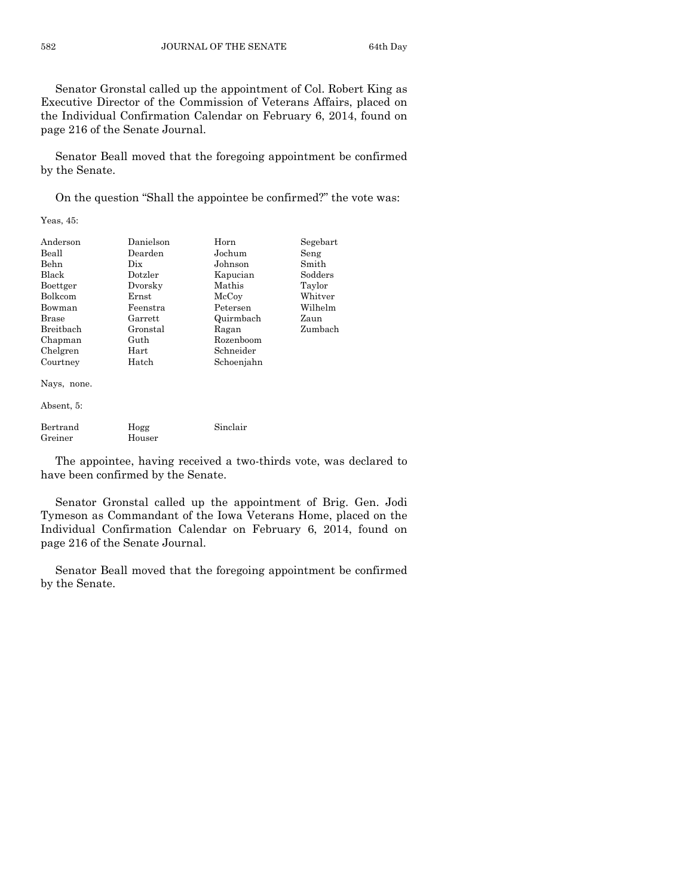Senator Gronstal called up the appointment of Col. Robert King as Executive Director of the Commission of Veterans Affairs, placed on the Individual Confirmation Calendar on February 6, 2014, found on page 216 of the Senate Journal.

Senator Beall moved that the foregoing appointment be confirmed by the Senate.

On the question "Shall the appointee be confirmed?" the vote was:

Yeas, 45:

| | | | |
|---|---|---|---|
| Anderson | Danielson | Horn | Segebart |
| Beall | Dearden | Jochum | Seng |
| Behn | Dix | Johnson | Smith |
| Black | Dotzler | Kapucian | Sodders |
| Boettger | Dvorsky | Mathis | Taylor |
| Bolkcom | Ernst | McCoy | Whitver |
| Bowman | Feenstra | Petersen | Wilhelm |
| Brase | Garrett | Quirmbach | Zaun |
| Breitbach | Gronstal | Ragan | Zumbach |
| Chapman | Guth | Rozenboom | |
| Chelgren | Hart | Schneider | |
| Courtney | Hatch | Schoenjahn | |

Nays, none.

Absent, 5:

| | | |
|---|---|---|
| Bertrand | Hogg | Sinclair |
| Greiner | Houser | |

The appointee, having received a two-thirds vote, was declared to have been confirmed by the Senate.

Senator Gronstal called up the appointment of Brig. Gen. Jodi Tymeson as Commandant of the Iowa Veterans Home, placed on the Individual Confirmation Calendar on February 6, 2014, found on page 216 of the Senate Journal.

Senator Beall moved that the foregoing appointment be confirmed by the Senate.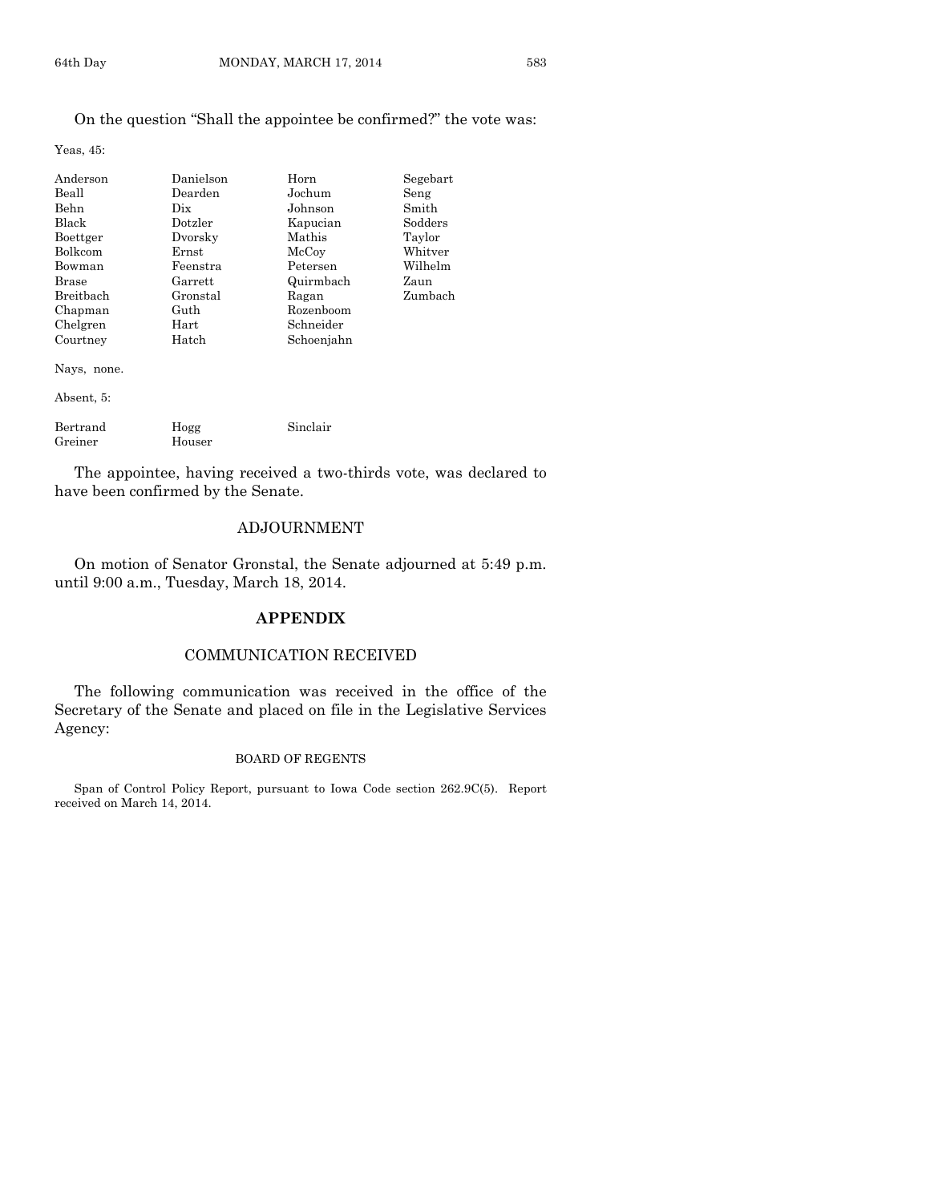On the question "Shall the appointee be confirmed?" the vote was:

Yeas, 45:

| | | | |
|---|---|---|---|
| Anderson | Danielson | Horn | Segebart |
| Beall | Dearden | Jochum | Seng |
| Behn | Dix | Johnson | Smith |
| Black | Dotzler | Kapucian | Sodders |
| Boettger | Dvorsky | Mathis | Taylor |
| Bolkcom | Ernst | McCoy | Whitver |
| Bowman | Feenstra | Petersen | Wilhelm |
| Brase | Garrett | Quirmbach | Zaun |
| Breitbach | Gronstal | Ragan | Zumbach |
| Chapman | Guth | Rozenboom | |
| Chelgren | Hart | Schneider | |
| Courtney | Hatch | Schoenjahn | |

Nays, none.

Absent, 5:

| | | |
|---|---|---|
| Bertrand | Hogg | Sinclair |
| Greiner | Houser | |

The appointee, having received a two-thirds vote, was declared to have been confirmed by the Senate.

## ADJOURNMENT

On motion of Senator Gronstal, the Senate adjourned at 5:49 p.m. until 9:00 a.m., Tuesday, March 18, 2014.

## APPENDIX

### COMMUNICATION RECEIVED

The following communication was received in the office of the Secretary of the Senate and placed on file in the Legislative Services Agency:

BOARD OF REGENTS

Span of Control Policy Report, pursuant to Iowa Code section 262.9C(5). Report received on March 14, 2014.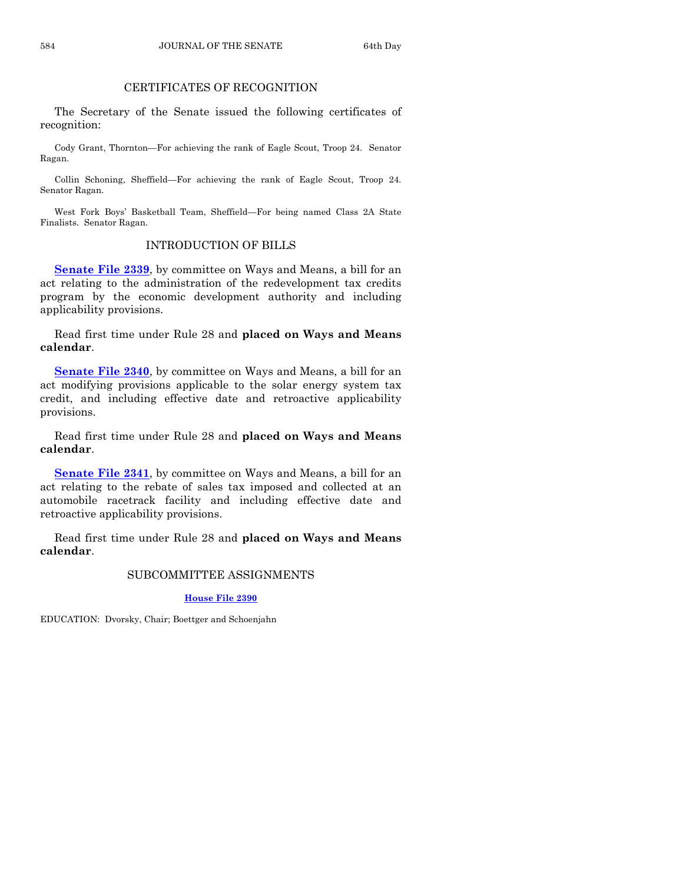## CERTIFICATES OF RECOGNITION

The Secretary of the Senate issued the following certificates of recognition:

Cody Grant, Thornton—For achieving the rank of Eagle Scout, Troop 24. Senator Ragan.

Collin Schoning, Sheffield—For achieving the rank of Eagle Scout, Troop 24. Senator Ragan.

West Fork Boys' Basketball Team, Sheffield—For being named Class 2A State Finalists. Senator Ragan.

## INTRODUCTION OF BILLS

**Senate File 2339**, by committee on Ways and Means, a bill for an act relating to the administration of the redevelopment tax credits program by the economic development authority and including applicability provisions.

Read first time under Rule 28 and **placed on Ways and Means calendar**.

**Senate File 2340**, by committee on Ways and Means, a bill for an act modifying provisions applicable to the solar energy system tax credit, and including effective date and retroactive applicability provisions.

Read first time under Rule 28 and **placed on Ways and Means calendar**.

**Senate File 2341**, by committee on Ways and Means, a bill for an act relating to the rebate of sales tax imposed and collected at an automobile racetrack facility and including effective date and retroactive applicability provisions.

Read first time under Rule 28 and **placed on Ways and Means calendar**.

## SUBCOMMITTEE ASSIGNMENTS

**House File 2390**

EDUCATION: Dvorsky, Chair; Boettger and Schoenjahn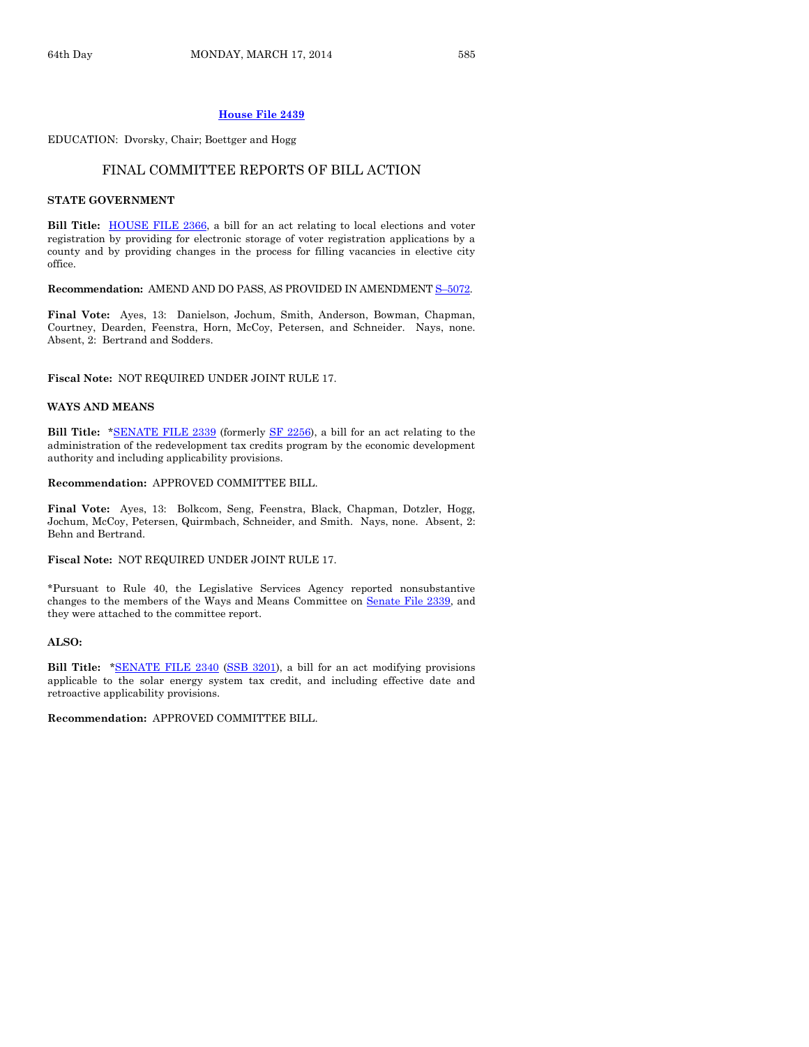**House File 2439**

EDUCATION: Dvorsky, Chair; Boettger and Hogg

## FINAL COMMITTEE REPORTS OF BILL ACTION

### STATE GOVERNMENT

**Bill Title:** HOUSE FILE 2366, a bill for an act relating to local elections and voter registration by providing for electronic storage of voter registration applications by a county and by providing changes in the process for filling vacancies in elective city office.

**Recommendation:** AMEND AND DO PASS, AS PROVIDED IN AMENDMENT S–5072.

**Final Vote:** Ayes, 13: Danielson, Jochum, Smith, Anderson, Bowman, Chapman, Courtney, Dearden, Feenstra, Horn, McCoy, Petersen, and Schneider. Nays, none. Absent, 2: Bertrand and Sodders.

**Fiscal Note:** NOT REQUIRED UNDER JOINT RULE 17.

### WAYS AND MEANS

**Bill Title:** *SENATE FILE 2339 (formerly SF 2256), a bill for an act relating to the administration of the redevelopment tax credits program by the economic development authority and including applicability provisions.

**Recommendation:** APPROVED COMMITTEE BILL.

**Final Vote:** Ayes, 13: Bolkcom, Seng, Feenstra, Black, Chapman, Dotzler, Hogg, Jochum, McCoy, Petersen, Quirmbach, Schneider, and Smith. Nays, none. Absent, 2: Behn and Bertrand.

**Fiscal Note:** NOT REQUIRED UNDER JOINT RULE 17.

*Pursuant to Rule 40, the Legislative Services Agency reported nonsubstantive changes to the members of the Ways and Means Committee on Senate File 2339, and they were attached to the committee report.

### ALSO:

**Bill Title:** *SENATE FILE 2340 (SSB 3201), a bill for an act modifying provisions applicable to the solar energy system tax credit, and including effective date and retroactive applicability provisions.

**Recommendation:** APPROVED COMMITTEE BILL.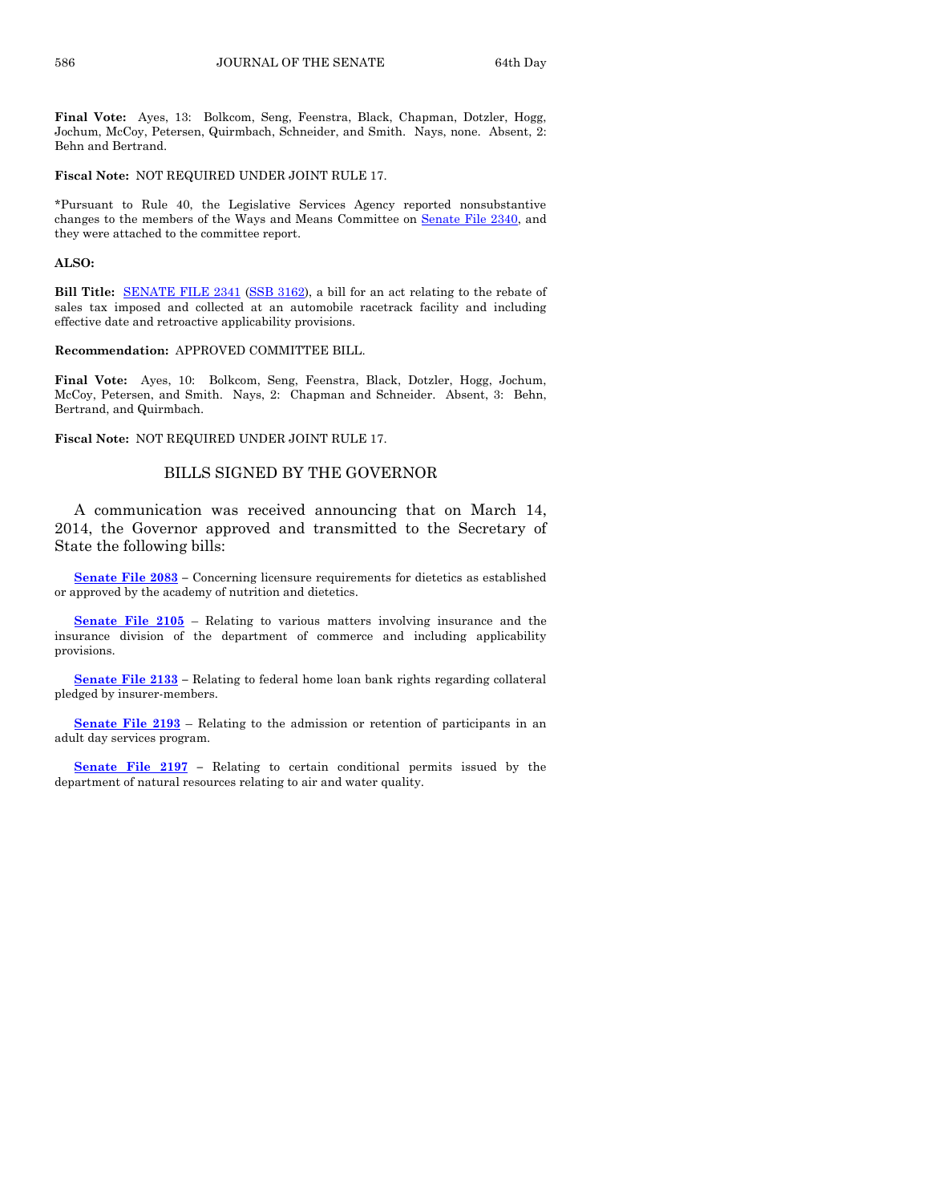**Final Vote:** Ayes, 13: Bolkcom, Seng, Feenstra, Black, Chapman, Dotzler, Hogg, Jochum, McCoy, Petersen, Quirmbach, Schneider, and Smith. Nays, none. Absent, 2: Behn and Bertrand.

**Fiscal Note:** NOT REQUIRED UNDER JOINT RULE 17.

*Pursuant to Rule 40, the Legislative Services Agency reported nonsubstantive changes to the members of the Ways and Means Committee on Senate File 2340, and they were attached to the committee report.

**ALSO:**

**Bill Title:** SENATE FILE 2341 (SSB 3162), a bill for an act relating to the rebate of sales tax imposed and collected at an automobile racetrack facility and including effective date and retroactive applicability provisions.

**Recommendation:** APPROVED COMMITTEE BILL.

**Final Vote:** Ayes, 10: Bolkcom, Seng, Feenstra, Black, Dotzler, Hogg, Jochum, McCoy, Petersen, and Smith. Nays, 2: Chapman and Schneider. Absent, 3: Behn, Bertrand, and Quirmbach.

**Fiscal Note:** NOT REQUIRED UNDER JOINT RULE 17.

## BILLS SIGNED BY THE GOVERNOR

A communication was received announcing that on March 14, 2014, the Governor approved and transmitted to the Secretary of State the following bills:

**Senate File 2083** – Concerning licensure requirements for dietetics as established or approved by the academy of nutrition and dietetics.

**Senate File 2105** – Relating to various matters involving insurance and the insurance division of the department of commerce and including applicability provisions.

**Senate File 2133** – Relating to federal home loan bank rights regarding collateral pledged by insurer-members.

**Senate File 2193** – Relating to the admission or retention of participants in an adult day services program.

**Senate File 2197** – Relating to certain conditional permits issued by the department of natural resources relating to air and water quality.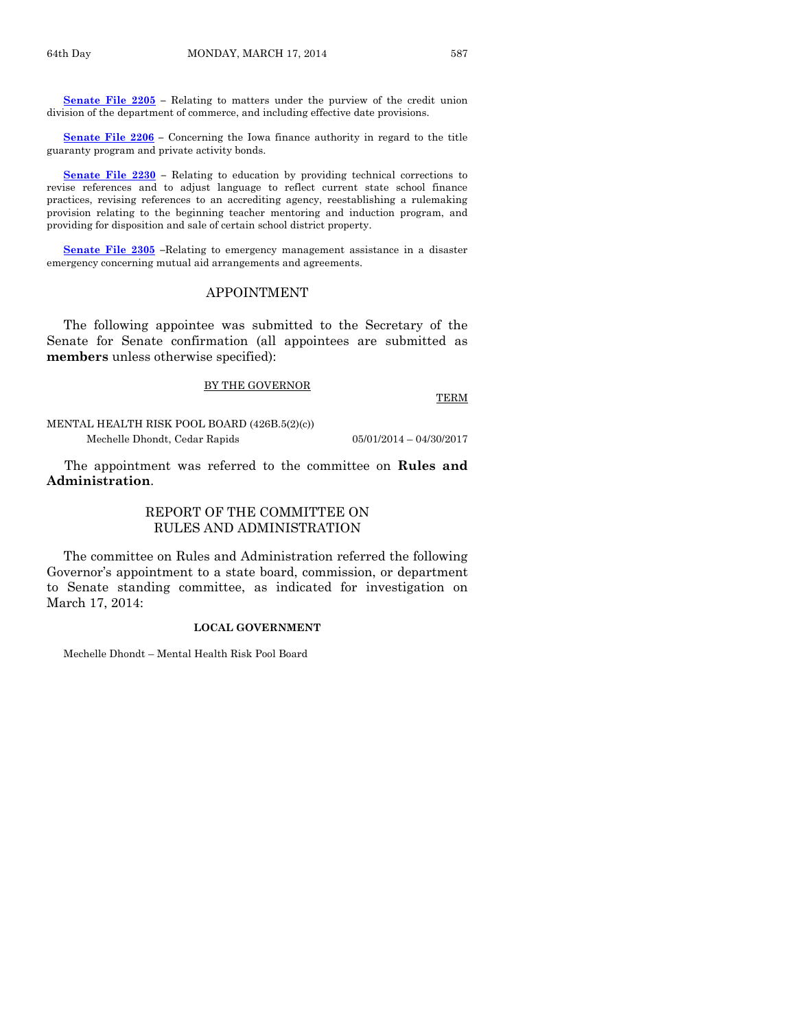**Senate File 2205** – Relating to matters under the purview of the credit union division of the department of commerce, and including effective date provisions.

**Senate File 2206** – Concerning the Iowa finance authority in regard to the title guaranty program and private activity bonds.

**Senate File 2230** – Relating to education by providing technical corrections to revise references and to adjust language to reflect current state school finance practices, revising references to an accrediting agency, reestablishing a rulemaking provision relating to the beginning teacher mentoring and induction program, and providing for disposition and sale of certain school district property.

**Senate File 2305** –Relating to emergency management assistance in a disaster emergency concerning mutual aid arrangements and agreements.

## APPOINTMENT

The following appointee was submitted to the Secretary of the Senate for Senate confirmation (all appointees are submitted as **members** unless otherwise specified):

BY THE GOVERNOR

| | TERM |
|---|---|
| MENTAL HEALTH RISK POOL BOARD (426B.5(2)(c)) | |
| Mechelle Dhondt, Cedar Rapids | 05/01/2014 – 04/30/2017 |

The appointment was referred to the committee on **Rules and Administration**.

## REPORT OF THE COMMITTEE ON RULES AND ADMINISTRATION

The committee on Rules and Administration referred the following Governor's appointment to a state board, commission, or department to Senate standing committee, as indicated for investigation on March 17, 2014:

**LOCAL GOVERNMENT**

Mechelle Dhondt – Mental Health Risk Pool Board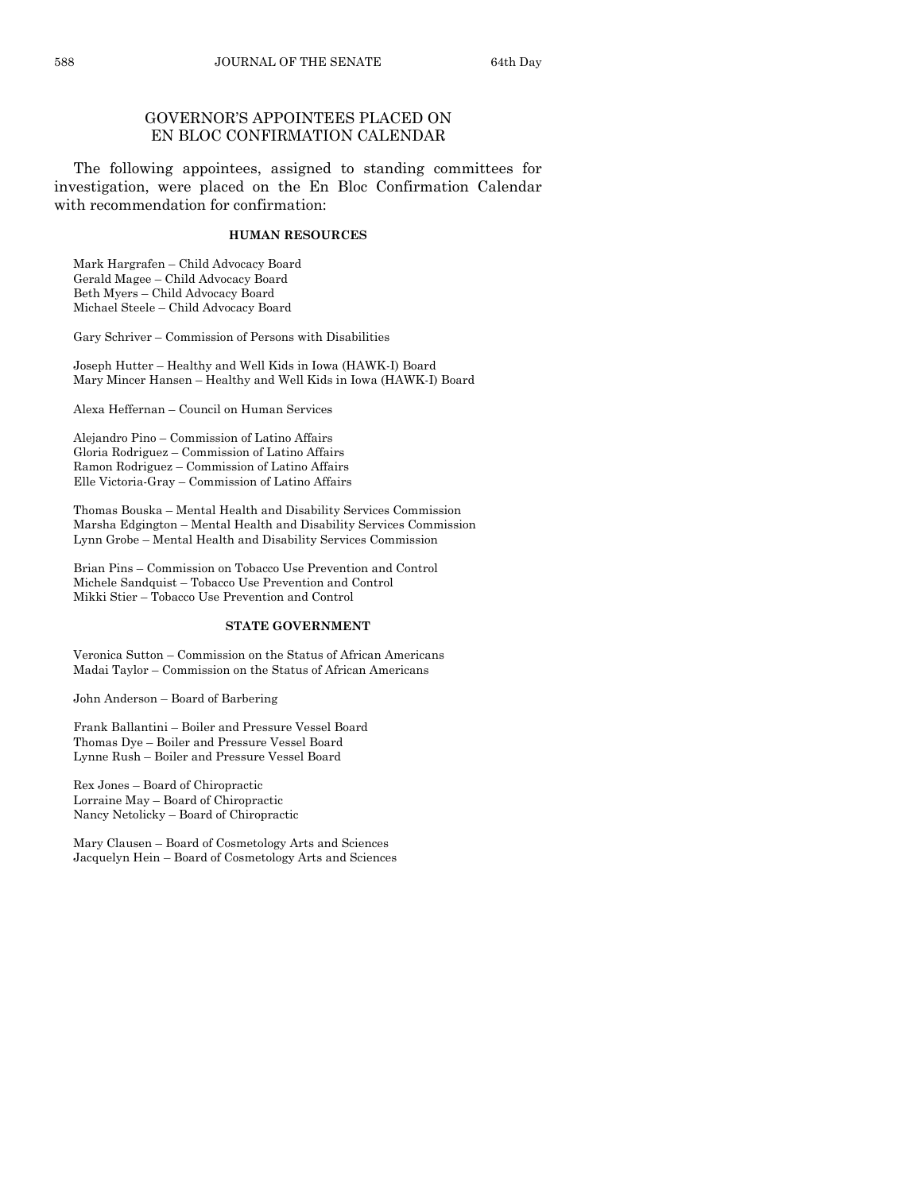## GOVERNOR'S APPOINTEES PLACED ON EN BLOC CONFIRMATION CALENDAR

The following appointees, assigned to standing committees for investigation, were placed on the En Bloc Confirmation Calendar with recommendation for confirmation:

### HUMAN RESOURCES

Mark Hargrafen – Child Advocacy Board
Gerald Magee – Child Advocacy Board
Beth Myers – Child Advocacy Board
Michael Steele – Child Advocacy Board

Gary Schriver – Commission of Persons with Disabilities

Joseph Hutter – Healthy and Well Kids in Iowa (HAWK-I) Board
Mary Mincer Hansen – Healthy and Well Kids in Iowa (HAWK-I) Board

Alexa Heffernan – Council on Human Services

Alejandro Pino – Commission of Latino Affairs
Gloria Rodriguez – Commission of Latino Affairs
Ramon Rodriguez – Commission of Latino Affairs
Elle Victoria-Gray – Commission of Latino Affairs

Thomas Bouska – Mental Health and Disability Services Commission
Marsha Edgington – Mental Health and Disability Services Commission
Lynn Grobe – Mental Health and Disability Services Commission

Brian Pins – Commission on Tobacco Use Prevention and Control
Michele Sandquist – Tobacco Use Prevention and Control
Mikki Stier – Tobacco Use Prevention and Control

### STATE GOVERNMENT

Veronica Sutton – Commission on the Status of African Americans
Madai Taylor – Commission on the Status of African Americans

John Anderson – Board of Barbering

Frank Ballantini – Boiler and Pressure Vessel Board
Thomas Dye – Boiler and Pressure Vessel Board
Lynne Rush – Boiler and Pressure Vessel Board

Rex Jones – Board of Chiropractic
Lorraine May – Board of Chiropractic
Nancy Netolicky – Board of Chiropractic

Mary Clausen – Board of Cosmetology Arts and Sciences
Jacquelyn Hein – Board of Cosmetology Arts and Sciences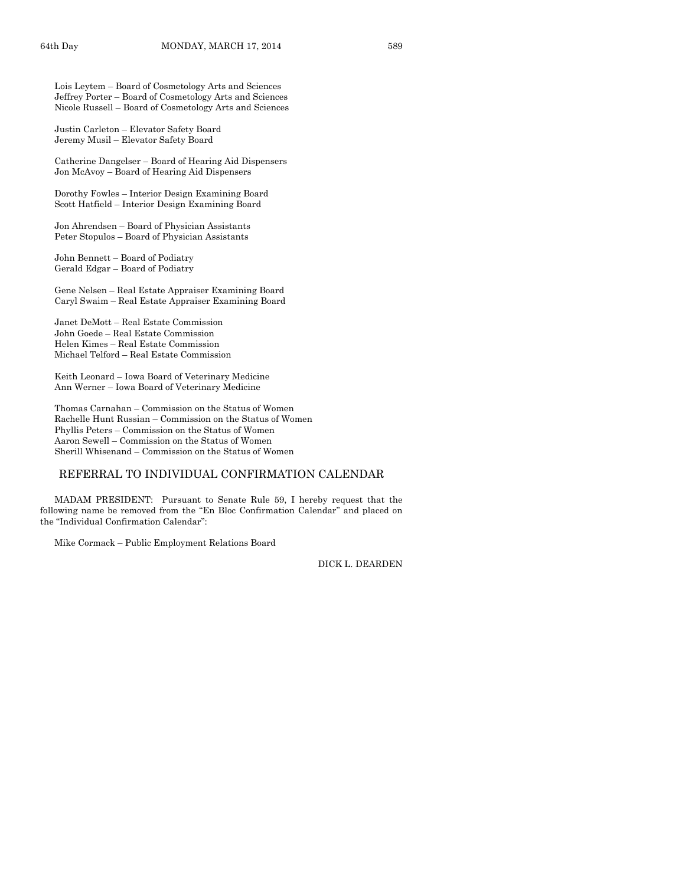Lois Leytem – Board of Cosmetology Arts and Sciences
Jeffrey Porter – Board of Cosmetology Arts and Sciences
Nicole Russell – Board of Cosmetology Arts and Sciences

Justin Carleton – Elevator Safety Board
Jeremy Musil – Elevator Safety Board

Catherine Dangelser – Board of Hearing Aid Dispensers
Jon McAvoy – Board of Hearing Aid Dispensers

Dorothy Fowles – Interior Design Examining Board
Scott Hatfield – Interior Design Examining Board

Jon Ahrendsen – Board of Physician Assistants
Peter Stopulos – Board of Physician Assistants

John Bennett – Board of Podiatry
Gerald Edgar – Board of Podiatry

Gene Nelsen – Real Estate Appraiser Examining Board
Caryl Swaim – Real Estate Appraiser Examining Board

Janet DeMott – Real Estate Commission
John Goede – Real Estate Commission
Helen Kimes – Real Estate Commission
Michael Telford – Real Estate Commission

Keith Leonard – Iowa Board of Veterinary Medicine
Ann Werner – Iowa Board of Veterinary Medicine

Thomas Carnahan – Commission on the Status of Women
Rachelle Hunt Russian – Commission on the Status of Women
Phyllis Peters – Commission on the Status of Women
Aaron Sewell – Commission on the Status of Women
Sherill Whisenand – Commission on the Status of Women

## REFERRAL TO INDIVIDUAL CONFIRMATION CALENDAR

MADAM PRESIDENT: Pursuant to Senate Rule 59, I hereby request that the following name be removed from the "En Bloc Confirmation Calendar" and placed on the "Individual Confirmation Calendar":

Mike Cormack – Public Employment Relations Board

DICK L. DEARDEN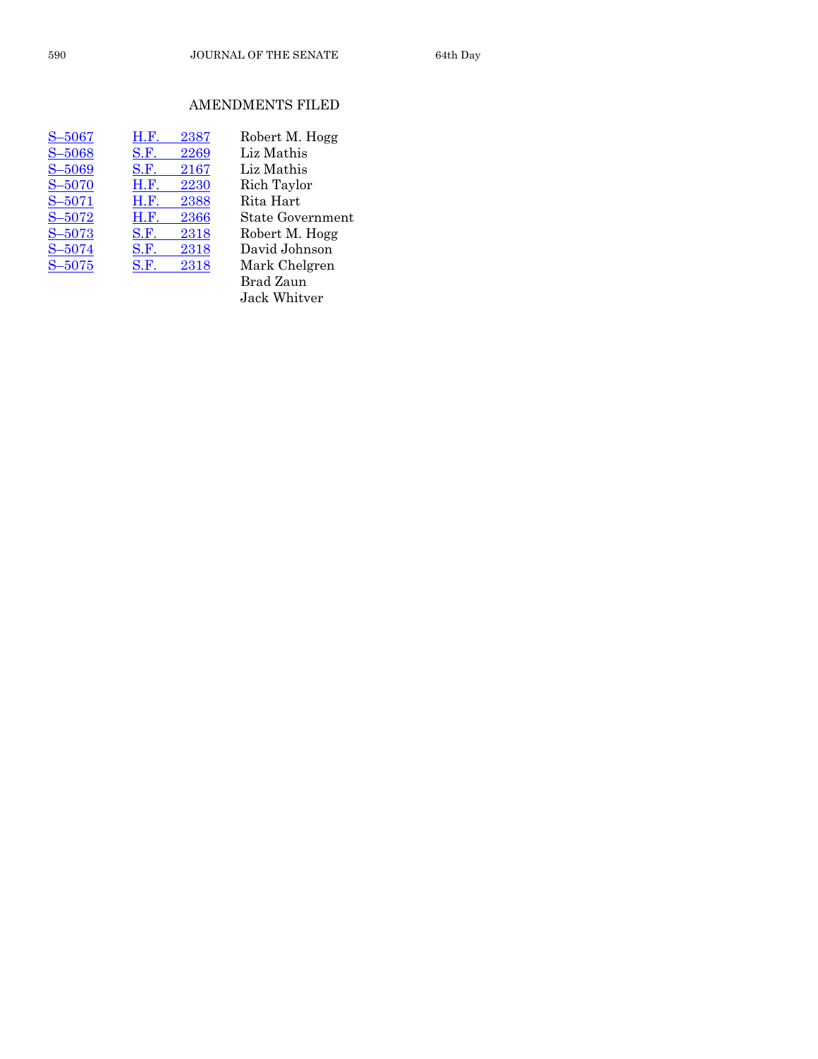## AMENDMENTS FILED

| | | |
|---|---|---|
| S–5067 | H.F. 2387 | Robert M. Hogg |
| S–5068 | S.F. 2269 | Liz Mathis |
| S–5069 | S.F. 2167 | Liz Mathis |
| S–5070 | H.F. 2230 | Rich Taylor |
| S–5071 | H.F. 2388 | Rita Hart |
| S–5072 | H.F. 2366 | State Government |
| S–5073 | S.F. 2318 | Robert M. Hogg |
| S–5074 | S.F. 2318 | David Johnson |
| S–5075 | S.F. 2318 | Mark Chelgren<br>Brad Zaun<br>Jack Whitver |